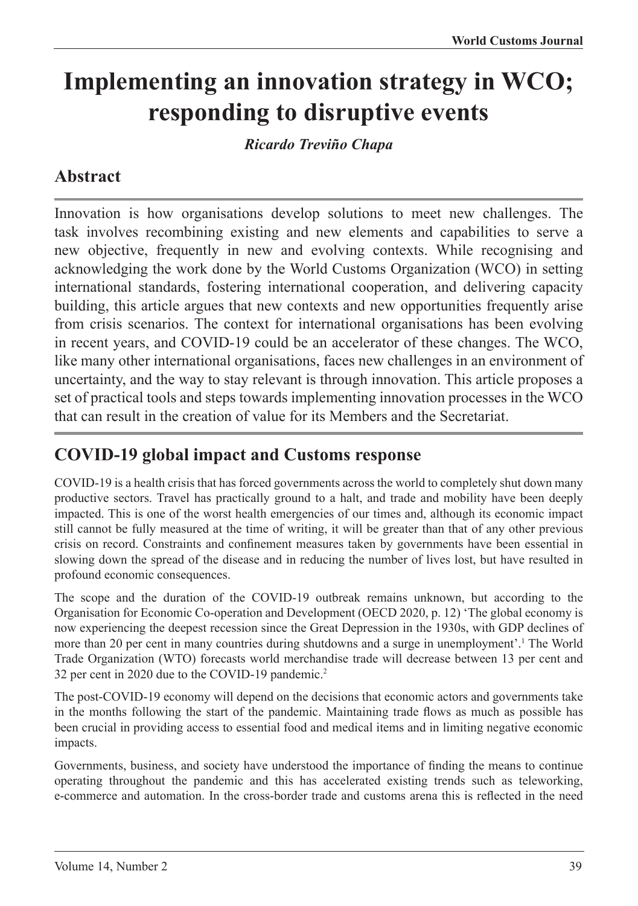# Implementing an innovation strategy in WCO; responding to disruptive events

*Ricardo Treviño Chapa*

## Abstract

Innovation is how organisations develop solutions to meet new challenges. The task involves recombining existing and new elements and capabilities to serve a new objective, frequently in new and evolving contexts. While recognising and acknowledging the work done by the World Customs Organization (WCO) in setting international standards, fostering international cooperation, and delivering capacity building, this article argues that new contexts and new opportunities frequently arise from crisis scenarios. The context for international organisations has been evolving in recent years, and COVID-19 could be an accelerator of these changes. The WCO, like many other international organisations, faces new challenges in an environment of uncertainty, and the way to stay relevant is through innovation. This article proposes a set of practical tools and steps towards implementing innovation processes in the WCO that can result in the creation of value for its Members and the Secretariat.

## COVID-19 global impact and Customs response

COVID-19 is a health crisis that has forced governments across the world to completely shut down many productive sectors. Travel has practically ground to a halt, and trade and mobility have been deeply impacted. This is one of the worst health emergencies of our times and, although its economic impact still cannot be fully measured at the time of writing, it will be greater than that of any other previous crisis on record. Constraints and confinement measures taken by governments have been essential in slowing down the spread of the disease and in reducing the number of lives lost, but have resulted in profound economic consequences.

The scope and the duration of the COVID-19 outbreak remains unknown, but according to the Organisation for Economic Co-operation and Development (OECD 2020, p. 12) 'The global economy is now experiencing the deepest recession since the Great Depression in the 1930s, with GDP declines of more than 20 per cent in many countries during shutdowns and a surge in unemployment'.[1] The World Trade Organization (WTO) forecasts world merchandise trade will decrease between 13 per cent and 32 per cent in 2020 due to the COVID-19 pandemic.[2]

The post-COVID-19 economy will depend on the decisions that economic actors and governments take in the months following the start of the pandemic. Maintaining trade flows as much as possible has been crucial in providing access to essential food and medical items and in limiting negative economic impacts.

Governments, business, and society have understood the importance of finding the means to continue operating throughout the pandemic and this has accelerated existing trends such as teleworking, e-commerce and automation. In the cross-border trade and customs arena this is reflected in the need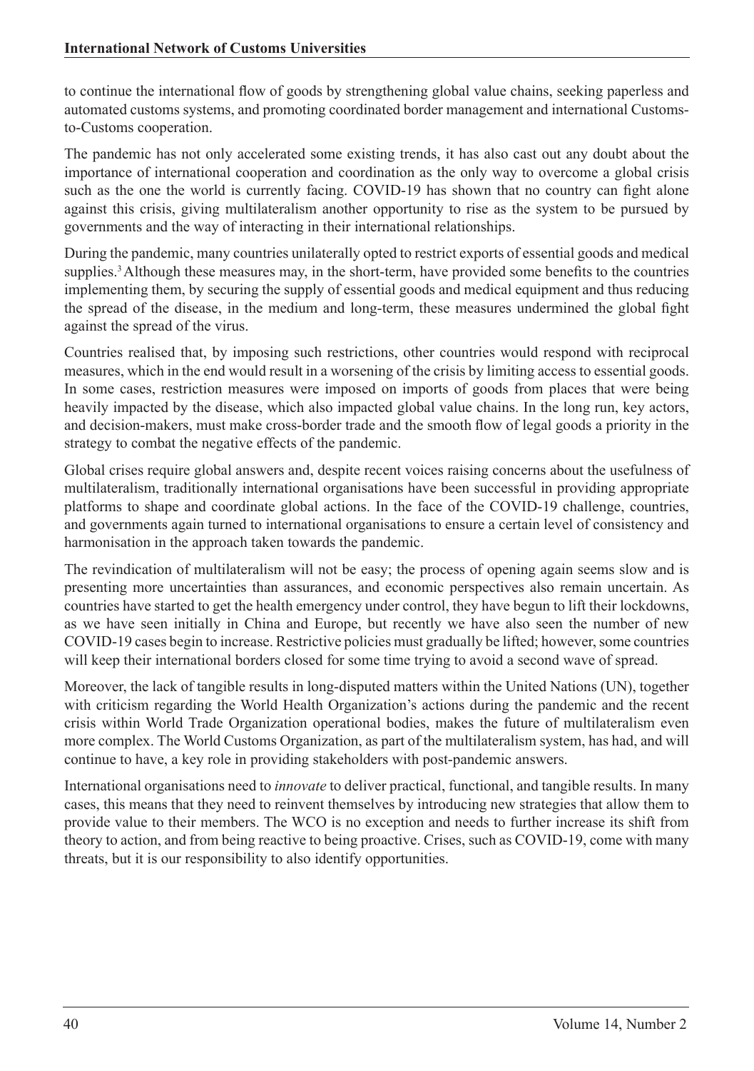to continue the international flow of goods by strengthening global value chains, seeking paperless and automated customs systems, and promoting coordinated border management and international Customs-to-Customs cooperation.

The pandemic has not only accelerated some existing trends, it has also cast out any doubt about the importance of international cooperation and coordination as the only way to overcome a global crisis such as the one the world is currently facing. COVID-19 has shown that no country can fight alone against this crisis, giving multilateralism another opportunity to rise as the system to be pursued by governments and the way of interacting in their international relationships.

During the pandemic, many countries unilaterally opted to restrict exports of essential goods and medical supplies.[3] Although these measures may, in the short-term, have provided some benefits to the countries implementing them, by securing the supply of essential goods and medical equipment and thus reducing the spread of the disease, in the medium and long-term, these measures undermined the global fight against the spread of the virus.

Countries realised that, by imposing such restrictions, other countries would respond with reciprocal measures, which in the end would result in a worsening of the crisis by limiting access to essential goods. In some cases, restriction measures were imposed on imports of goods from places that were being heavily impacted by the disease, which also impacted global value chains. In the long run, key actors, and decision-makers, must make cross-border trade and the smooth flow of legal goods a priority in the strategy to combat the negative effects of the pandemic.

Global crises require global answers and, despite recent voices raising concerns about the usefulness of multilateralism, traditionally international organisations have been successful in providing appropriate platforms to shape and coordinate global actions. In the face of the COVID-19 challenge, countries, and governments again turned to international organisations to ensure a certain level of consistency and harmonisation in the approach taken towards the pandemic.

The revindication of multilateralism will not be easy; the process of opening again seems slow and is presenting more uncertainties than assurances, and economic perspectives also remain uncertain. As countries have started to get the health emergency under control, they have begun to lift their lockdowns, as we have seen initially in China and Europe, but recently we have also seen the number of new COVID-19 cases begin to increase. Restrictive policies must gradually be lifted; however, some countries will keep their international borders closed for some time trying to avoid a second wave of spread.

Moreover, the lack of tangible results in long-disputed matters within the United Nations (UN), together with criticism regarding the World Health Organization's actions during the pandemic and the recent crisis within World Trade Organization operational bodies, makes the future of multilateralism even more complex. The World Customs Organization, as part of the multilateralism system, has had, and will continue to have, a key role in providing stakeholders with post-pandemic answers.

International organisations need to *innovate* to deliver practical, functional, and tangible results. In many cases, this means that they need to reinvent themselves by introducing new strategies that allow them to provide value to their members. The WCO is no exception and needs to further increase its shift from theory to action, and from being reactive to being proactive. Crises, such as COVID-19, come with many threats, but it is our responsibility to also identify opportunities.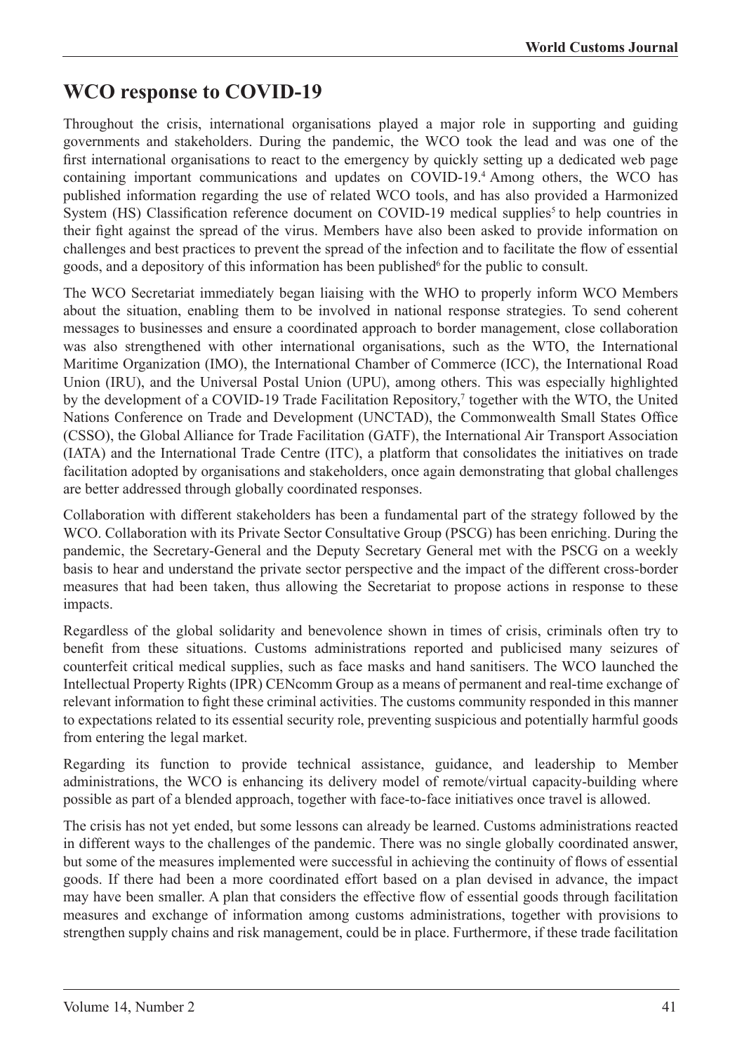## WCO response to COVID-19

Throughout the crisis, international organisations played a major role in supporting and guiding governments and stakeholders. During the pandemic, the WCO took the lead and was one of the first international organisations to react to the emergency by quickly setting up a dedicated web page containing important communications and updates on COVID-19.[4] Among others, the WCO has published information regarding the use of related WCO tools, and has also provided a Harmonized System (HS) Classification reference document on COVID-19 medical supplies[5] to help countries in their fight against the spread of the virus. Members have also been asked to provide information on challenges and best practices to prevent the spread of the infection and to facilitate the flow of essential goods, and a depository of this information has been published[6] for the public to consult.

The WCO Secretariat immediately began liaising with the WHO to properly inform WCO Members about the situation, enabling them to be involved in national response strategies. To send coherent messages to businesses and ensure a coordinated approach to border management, close collaboration was also strengthened with other international organisations, such as the WTO, the International Maritime Organization (IMO), the International Chamber of Commerce (ICC), the International Road Union (IRU), and the Universal Postal Union (UPU), among others. This was especially highlighted by the development of a COVID-19 Trade Facilitation Repository,[7] together with the WTO, the United Nations Conference on Trade and Development (UNCTAD), the Commonwealth Small States Office (CSSO), the Global Alliance for Trade Facilitation (GATF), the International Air Transport Association (IATA) and the International Trade Centre (ITC), a platform that consolidates the initiatives on trade facilitation adopted by organisations and stakeholders, once again demonstrating that global challenges are better addressed through globally coordinated responses.

Collaboration with different stakeholders has been a fundamental part of the strategy followed by the WCO. Collaboration with its Private Sector Consultative Group (PSCG) has been enriching. During the pandemic, the Secretary-General and the Deputy Secretary General met with the PSCG on a weekly basis to hear and understand the private sector perspective and the impact of the different cross-border measures that had been taken, thus allowing the Secretariat to propose actions in response to these impacts.

Regardless of the global solidarity and benevolence shown in times of crisis, criminals often try to benefit from these situations. Customs administrations reported and publicised many seizures of counterfeit critical medical supplies, such as face masks and hand sanitisers. The WCO launched the Intellectual Property Rights (IPR) CENcomm Group as a means of permanent and real-time exchange of relevant information to fight these criminal activities. The customs community responded in this manner to expectations related to its essential security role, preventing suspicious and potentially harmful goods from entering the legal market.

Regarding its function to provide technical assistance, guidance, and leadership to Member administrations, the WCO is enhancing its delivery model of remote/virtual capacity-building where possible as part of a blended approach, together with face-to-face initiatives once travel is allowed.

The crisis has not yet ended, but some lessons can already be learned. Customs administrations reacted in different ways to the challenges of the pandemic. There was no single globally coordinated answer, but some of the measures implemented were successful in achieving the continuity of flows of essential goods. If there had been a more coordinated effort based on a plan devised in advance, the impact may have been smaller. A plan that considers the effective flow of essential goods through facilitation measures and exchange of information among customs administrations, together with provisions to strengthen supply chains and risk management, could be in place. Furthermore, if these trade facilitation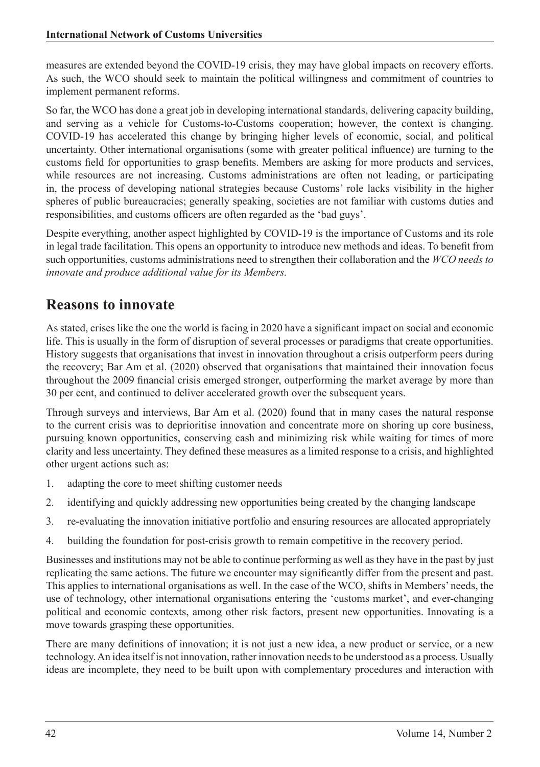measures are extended beyond the COVID-19 crisis, they may have global impacts on recovery efforts. As such, the WCO should seek to maintain the political willingness and commitment of countries to implement permanent reforms.

So far, the WCO has done a great job in developing international standards, delivering capacity building, and serving as a vehicle for Customs-to-Customs cooperation; however, the context is changing. COVID-19 has accelerated this change by bringing higher levels of economic, social, and political uncertainty. Other international organisations (some with greater political influence) are turning to the customs field for opportunities to grasp benefits. Members are asking for more products and services, while resources are not increasing. Customs administrations are often not leading, or participating in, the process of developing national strategies because Customs' role lacks visibility in the higher spheres of public bureaucracies; generally speaking, societies are not familiar with customs duties and responsibilities, and customs officers are often regarded as the 'bad guys'.

Despite everything, another aspect highlighted by COVID-19 is the importance of Customs and its role in legal trade facilitation. This opens an opportunity to introduce new methods and ideas. To benefit from such opportunities, customs administrations need to strengthen their collaboration and the *WCO needs to innovate and produce additional value for its Members.*

## Reasons to innovate

As stated, crises like the one the world is facing in 2020 have a significant impact on social and economic life. This is usually in the form of disruption of several processes or paradigms that create opportunities. History suggests that organisations that invest in innovation throughout a crisis outperform peers during the recovery; Bar Am et al. (2020) observed that organisations that maintained their innovation focus throughout the 2009 financial crisis emerged stronger, outperforming the market average by more than 30 per cent, and continued to deliver accelerated growth over the subsequent years.

Through surveys and interviews, Bar Am et al. (2020) found that in many cases the natural response to the current crisis was to deprioritise innovation and concentrate more on shoring up core business, pursuing known opportunities, conserving cash and minimizing risk while waiting for times of more clarity and less uncertainty. They defined these measures as a limited response to a crisis, and highlighted other urgent actions such as:

1. adapting the core to meet shifting customer needs
2. identifying and quickly addressing new opportunities being created by the changing landscape
3. re-evaluating the innovation initiative portfolio and ensuring resources are allocated appropriately
4. building the foundation for post-crisis growth to remain competitive in the recovery period.

Businesses and institutions may not be able to continue performing as well as they have in the past by just replicating the same actions. The future we encounter may significantly differ from the present and past. This applies to international organisations as well. In the case of the WCO, shifts in Members' needs, the use of technology, other international organisations entering the 'customs market', and ever-changing political and economic contexts, among other risk factors, present new opportunities. Innovating is a move towards grasping these opportunities.

There are many definitions of innovation; it is not just a new idea, a new product or service, or a new technology. An idea itself is not innovation, rather innovation needs to be understood as a process. Usually ideas are incomplete, they need to be built upon with complementary procedures and interaction with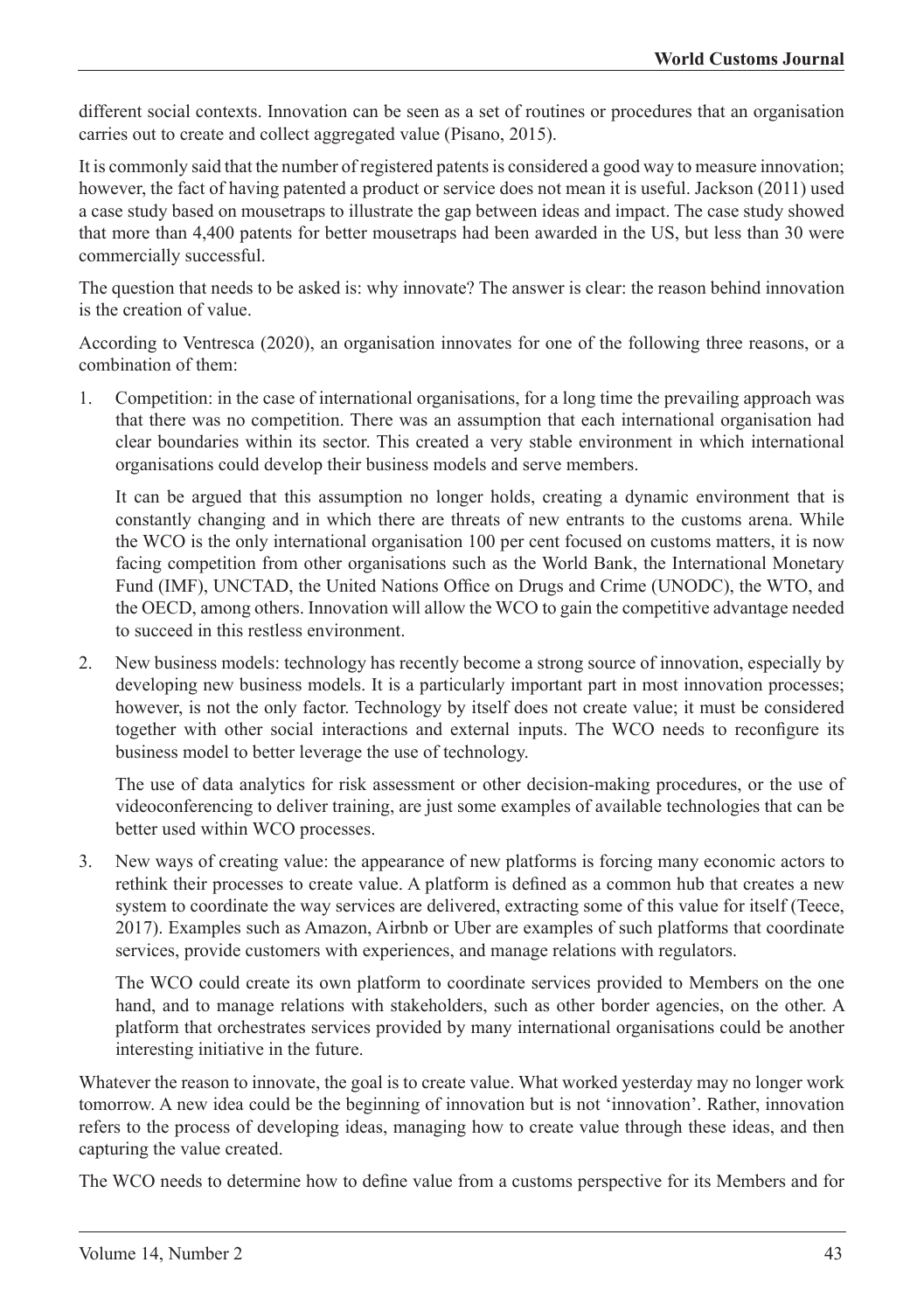different social contexts. Innovation can be seen as a set of routines or procedures that an organisation carries out to create and collect aggregated value (Pisano, 2015).

It is commonly said that the number of registered patents is considered a good way to measure innovation; however, the fact of having patented a product or service does not mean it is useful. Jackson (2011) used a case study based on mousetraps to illustrate the gap between ideas and impact. The case study showed that more than 4,400 patents for better mousetraps had been awarded in the US, but less than 30 were commercially successful.

The question that needs to be asked is: why innovate? The answer is clear: the reason behind innovation is the creation of value.

According to Ventresca (2020), an organisation innovates for one of the following three reasons, or a combination of them:

1. Competition: in the case of international organisations, for a long time the prevailing approach was that there was no competition. There was an assumption that each international organisation had clear boundaries within its sector. This created a very stable environment in which international organisations could develop their business models and serve members.

   It can be argued that this assumption no longer holds, creating a dynamic environment that is constantly changing and in which there are threats of new entrants to the customs arena. While the WCO is the only international organisation 100 per cent focused on customs matters, it is now facing competition from other organisations such as the World Bank, the International Monetary Fund (IMF), UNCTAD, the United Nations Office on Drugs and Crime (UNODC), the WTO, and the OECD, among others. Innovation will allow the WCO to gain the competitive advantage needed to succeed in this restless environment.

2. New business models: technology has recently become a strong source of innovation, especially by developing new business models. It is a particularly important part in most innovation processes; however, is not the only factor. Technology by itself does not create value; it must be considered together with other social interactions and external inputs. The WCO needs to reconfigure its business model to better leverage the use of technology.

   The use of data analytics for risk assessment or other decision-making procedures, or the use of videoconferencing to deliver training, are just some examples of available technologies that can be better used within WCO processes.

3. New ways of creating value: the appearance of new platforms is forcing many economic actors to rethink their processes to create value. A platform is defined as a common hub that creates a new system to coordinate the way services are delivered, extracting some of this value for itself (Teece, 2017). Examples such as Amazon, Airbnb or Uber are examples of such platforms that coordinate services, provide customers with experiences, and manage relations with regulators.

   The WCO could create its own platform to coordinate services provided to Members on the one hand, and to manage relations with stakeholders, such as other border agencies, on the other. A platform that orchestrates services provided by many international organisations could be another interesting initiative in the future.

Whatever the reason to innovate, the goal is to create value. What worked yesterday may no longer work tomorrow. A new idea could be the beginning of innovation but is not 'innovation'. Rather, innovation refers to the process of developing ideas, managing how to create value through these ideas, and then capturing the value created.

The WCO needs to determine how to define value from a customs perspective for its Members and for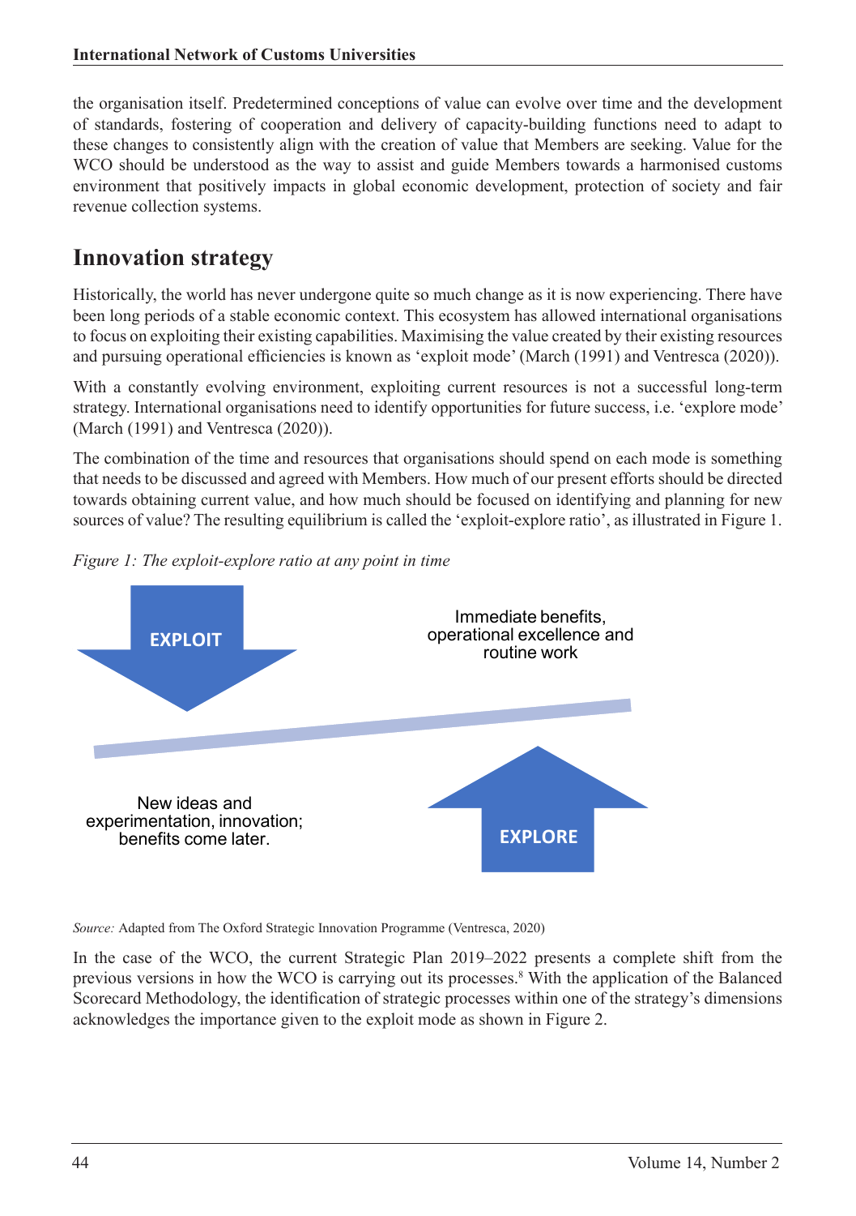the organisation itself. Predetermined conceptions of value can evolve over time and the development of standards, fostering of cooperation and delivery of capacity-building functions need to adapt to these changes to consistently align with the creation of value that Members are seeking. Value for the WCO should be understood as the way to assist and guide Members towards a harmonised customs environment that positively impacts in global economic development, protection of society and fair revenue collection systems.

## Innovation strategy

Historically, the world has never undergone quite so much change as it is now experiencing. There have been long periods of a stable economic context. This ecosystem has allowed international organisations to focus on exploiting their existing capabilities. Maximising the value created by their existing resources and pursuing operational efficiencies is known as 'exploit mode' (March (1991) and Ventresca (2020)).

With a constantly evolving environment, exploiting current resources is not a successful long-term strategy. International organisations need to identify opportunities for future success, i.e. 'explore mode' (March (1991) and Ventresca (2020)).

The combination of the time and resources that organisations should spend on each mode is something that needs to be discussed and agreed with Members. How much of our present efforts should be directed towards obtaining current value, and how much should be focused on identifying and planning for new sources of value? The resulting equilibrium is called the 'exploit-explore ratio', as illustrated in Figure 1.

*Figure 1: The exploit-explore ratio at any point in time*

EXPLOIT

Immediate benefits, operational excellence and routine work

New ideas and experimentation, innovation; benefits come later.

EXPLORE

*Source:* Adapted from The Oxford Strategic Innovation Programme (Ventresca, 2020)

In the case of the WCO, the current Strategic Plan 2019–2022 presents a complete shift from the previous versions in how the WCO is carrying out its processes.[8] With the application of the Balanced Scorecard Methodology, the identification of strategic processes within one of the strategy's dimensions acknowledges the importance given to the exploit mode as shown in Figure 2.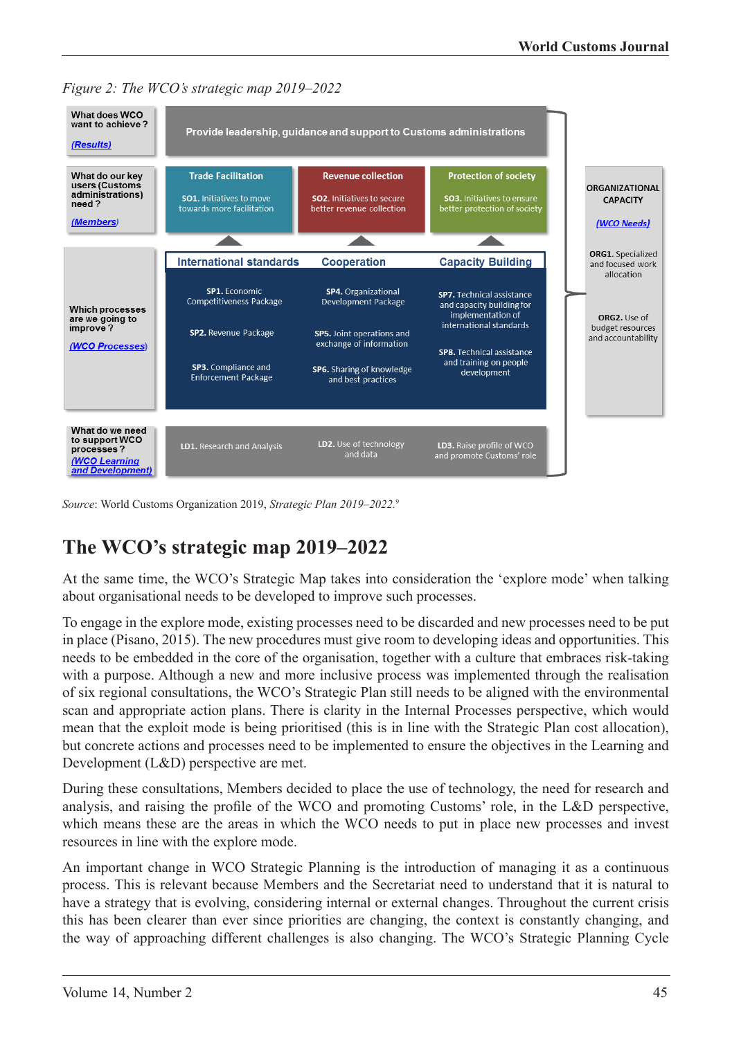*Figure 2: The WCO's strategic map 2019–2022*

| What does WCO want to achieve? (Results) | Provide leadership, guidance and support to Customs administrations | | |
|---|---|---|---|
| What do our key users (Customs administrations) need? (Members) | **Trade Facilitation** SO1. Initiatives to move towards more facilitation | **Revenue collection** SO2. Initiatives to secure better revenue collection | **Protection of society** SO3. Initiatives to ensure better protection of society |
| Which processes are we going to improve? (WCO Processes) | **International standards** | **Cooperation** | **Capacity Building** |
| | SP1. Economic Competitiveness Package | SP4. Organizational Development Package | SP7. Technical assistance and capacity building for implementation of international standards |
| | SP2. Revenue Package | SP5. Joint operations and exchange of information | SP8. Technical assistance and training on people development |
| | SP3. Compliance and Enforcement Package | SP6. Sharing of knowledge and best practices | |
| What do we need to support WCO processes? (WCO Learning and Development) | LD1. Research and Analysis | LD2. Use of technology and data | LD3. Raise profile of WCO and promote Customs' role |

ORGANIZATIONAL CAPACITY (WCO Needs)
- ORG1. Specialized and focused work allocation
- ORG2. Use of budget resources and accountability

*Source*: World Customs Organization 2019, *Strategic Plan 2019–2022*.[9]

## The WCO's strategic map 2019–2022

At the same time, the WCO's Strategic Map takes into consideration the 'explore mode' when talking about organisational needs to be developed to improve such processes.

To engage in the explore mode, existing processes need to be discarded and new processes need to be put in place (Pisano, 2015). The new procedures must give room to developing ideas and opportunities. This needs to be embedded in the core of the organisation, together with a culture that embraces risk-taking with a purpose. Although a new and more inclusive process was implemented through the realisation of six regional consultations, the WCO's Strategic Plan still needs to be aligned with the environmental scan and appropriate action plans. There is clarity in the Internal Processes perspective, which would mean that the exploit mode is being prioritised (this is in line with the Strategic Plan cost allocation), but concrete actions and processes need to be implemented to ensure the objectives in the Learning and Development (L&D) perspective are met.

During these consultations, Members decided to place the use of technology, the need for research and analysis, and raising the profile of the WCO and promoting Customs' role, in the L&D perspective, which means these are the areas in which the WCO needs to put in place new processes and invest resources in line with the explore mode.

An important change in WCO Strategic Planning is the introduction of managing it as a continuous process. This is relevant because Members and the Secretariat need to understand that it is natural to have a strategy that is evolving, considering internal or external changes. Throughout the current crisis this has been clearer than ever since priorities are changing, the context is constantly changing, and the way of approaching different challenges is also changing. The WCO's Strategic Planning Cycle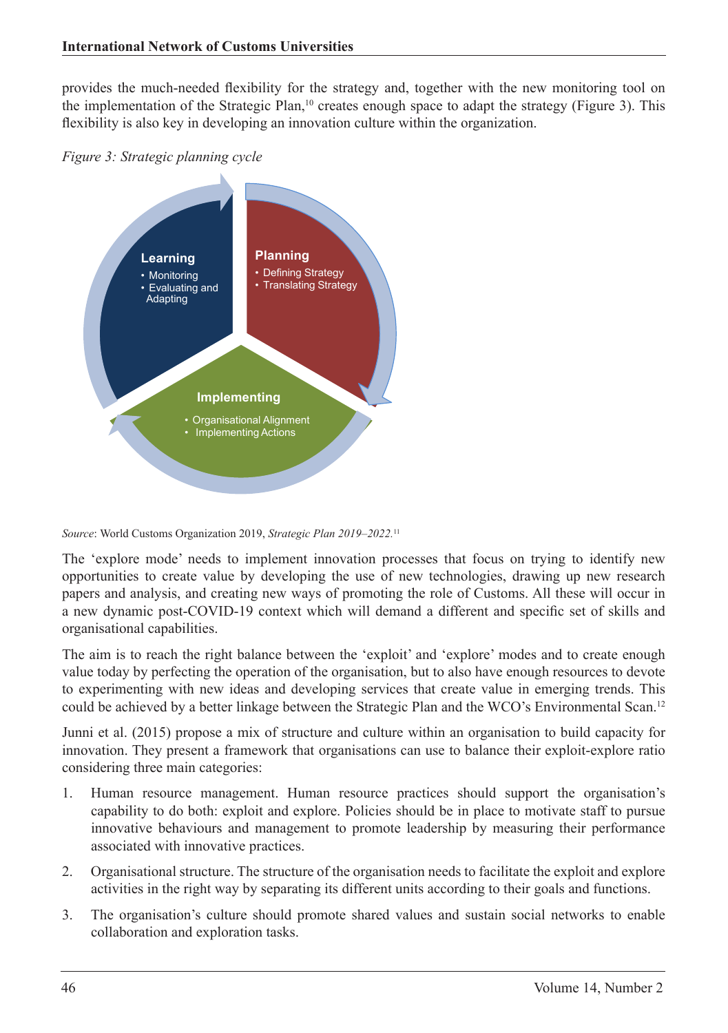provides the much-needed flexibility for the strategy and, together with the new monitoring tool on the implementation of the Strategic Plan,[10] creates enough space to adapt the strategy (Figure 3). This flexibility is also key in developing an innovation culture within the organization.

*Figure 3: Strategic planning cycle*

**Learning**
- Monitoring
- Evaluating and Adapting

**Planning**
- Defining Strategy
- Translating Strategy

**Implementing**
- Organisational Alignment
- Implementing Actions

*Source*: World Customs Organization 2019, *Strategic Plan 2019–2022*.[11]

The 'explore mode' needs to implement innovation processes that focus on trying to identify new opportunities to create value by developing the use of new technologies, drawing up new research papers and analysis, and creating new ways of promoting the role of Customs. All these will occur in a new dynamic post-COVID-19 context which will demand a different and specific set of skills and organisational capabilities.

The aim is to reach the right balance between the 'exploit' and 'explore' modes and to create enough value today by perfecting the operation of the organisation, but to also have enough resources to devote to experimenting with new ideas and developing services that create value in emerging trends. This could be achieved by a better linkage between the Strategic Plan and the WCO's Environmental Scan.[12]

Junni et al. (2015) propose a mix of structure and culture within an organisation to build capacity for innovation. They present a framework that organisations can use to balance their exploit-explore ratio considering three main categories:

1. Human resource management. Human resource practices should support the organisation's capability to do both: exploit and explore. Policies should be in place to motivate staff to pursue innovative behaviours and management to promote leadership by measuring their performance associated with innovative practices.
2. Organisational structure. The structure of the organisation needs to facilitate the exploit and explore activities in the right way by separating its different units according to their goals and functions.
3. The organisation's culture should promote shared values and sustain social networks to enable collaboration and exploration tasks.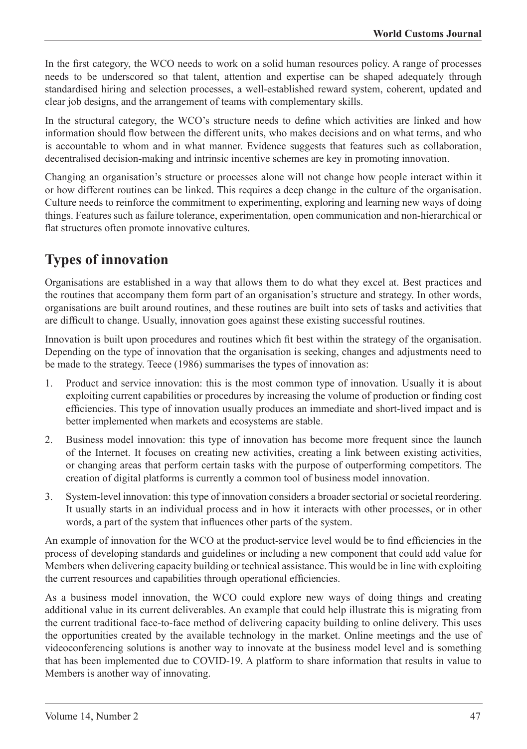In the first category, the WCO needs to work on a solid human resources policy. A range of processes needs to be underscored so that talent, attention and expertise can be shaped adequately through standardised hiring and selection processes, a well-established reward system, coherent, updated and clear job designs, and the arrangement of teams with complementary skills.

In the structural category, the WCO's structure needs to define which activities are linked and how information should flow between the different units, who makes decisions and on what terms, and who is accountable to whom and in what manner. Evidence suggests that features such as collaboration, decentralised decision-making and intrinsic incentive schemes are key in promoting innovation.

Changing an organisation's structure or processes alone will not change how people interact within it or how different routines can be linked. This requires a deep change in the culture of the organisation. Culture needs to reinforce the commitment to experimenting, exploring and learning new ways of doing things. Features such as failure tolerance, experimentation, open communication and non-hierarchical or flat structures often promote innovative cultures.

## Types of innovation

Organisations are established in a way that allows them to do what they excel at. Best practices and the routines that accompany them form part of an organisation's structure and strategy. In other words, organisations are built around routines, and these routines are built into sets of tasks and activities that are difficult to change. Usually, innovation goes against these existing successful routines.

Innovation is built upon procedures and routines which fit best within the strategy of the organisation. Depending on the type of innovation that the organisation is seeking, changes and adjustments need to be made to the strategy. Teece (1986) summarises the types of innovation as:

1. Product and service innovation: this is the most common type of innovation. Usually it is about exploiting current capabilities or procedures by increasing the volume of production or finding cost efficiencies. This type of innovation usually produces an immediate and short-lived impact and is better implemented when markets and ecosystems are stable.
2. Business model innovation: this type of innovation has become more frequent since the launch of the Internet. It focuses on creating new activities, creating a link between existing activities, or changing areas that perform certain tasks with the purpose of outperforming competitors. The creation of digital platforms is currently a common tool of business model innovation.
3. System-level innovation: this type of innovation considers a broader sectorial or societal reordering. It usually starts in an individual process and in how it interacts with other processes, or in other words, a part of the system that influences other parts of the system.

An example of innovation for the WCO at the product-service level would be to find efficiencies in the process of developing standards and guidelines or including a new component that could add value for Members when delivering capacity building or technical assistance. This would be in line with exploiting the current resources and capabilities through operational efficiencies.

As a business model innovation, the WCO could explore new ways of doing things and creating additional value in its current deliverables. An example that could help illustrate this is migrating from the current traditional face-to-face method of delivering capacity building to online delivery. This uses the opportunities created by the available technology in the market. Online meetings and the use of videoconferencing solutions is another way to innovate at the business model level and is something that has been implemented due to COVID-19. A platform to share information that results in value to Members is another way of innovating.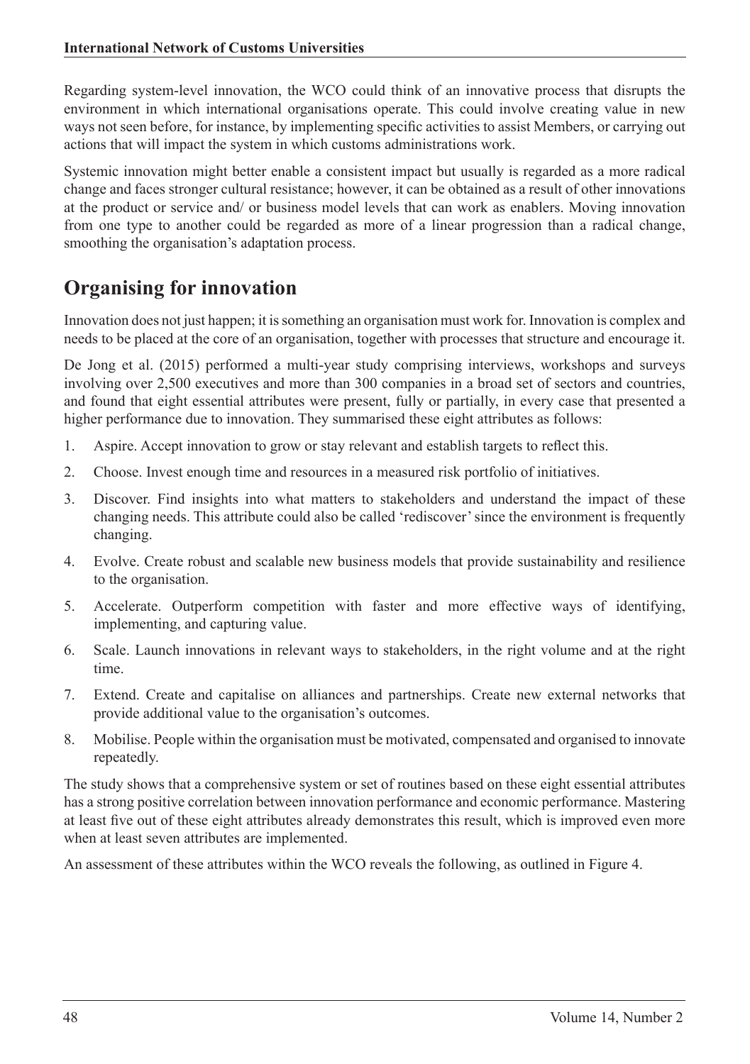Regarding system-level innovation, the WCO could think of an innovative process that disrupts the environment in which international organisations operate. This could involve creating value in new ways not seen before, for instance, by implementing specific activities to assist Members, or carrying out actions that will impact the system in which customs administrations work.

Systemic innovation might better enable a consistent impact but usually is regarded as a more radical change and faces stronger cultural resistance; however, it can be obtained as a result of other innovations at the product or service and/ or business model levels that can work as enablers. Moving innovation from one type to another could be regarded as more of a linear progression than a radical change, smoothing the organisation's adaptation process.

## Organising for innovation

Innovation does not just happen; it is something an organisation must work for. Innovation is complex and needs to be placed at the core of an organisation, together with processes that structure and encourage it.

De Jong et al. (2015) performed a multi-year study comprising interviews, workshops and surveys involving over 2,500 executives and more than 300 companies in a broad set of sectors and countries, and found that eight essential attributes were present, fully or partially, in every case that presented a higher performance due to innovation. They summarised these eight attributes as follows:

1. Aspire. Accept innovation to grow or stay relevant and establish targets to reflect this.
2. Choose. Invest enough time and resources in a measured risk portfolio of initiatives.
3. Discover. Find insights into what matters to stakeholders and understand the impact of these changing needs. This attribute could also be called 'rediscover' since the environment is frequently changing.
4. Evolve. Create robust and scalable new business models that provide sustainability and resilience to the organisation.
5. Accelerate. Outperform competition with faster and more effective ways of identifying, implementing, and capturing value.
6. Scale. Launch innovations in relevant ways to stakeholders, in the right volume and at the right time.
7. Extend. Create and capitalise on alliances and partnerships. Create new external networks that provide additional value to the organisation's outcomes.
8. Mobilise. People within the organisation must be motivated, compensated and organised to innovate repeatedly.

The study shows that a comprehensive system or set of routines based on these eight essential attributes has a strong positive correlation between innovation performance and economic performance. Mastering at least five out of these eight attributes already demonstrates this result, which is improved even more when at least seven attributes are implemented.

An assessment of these attributes within the WCO reveals the following, as outlined in Figure 4.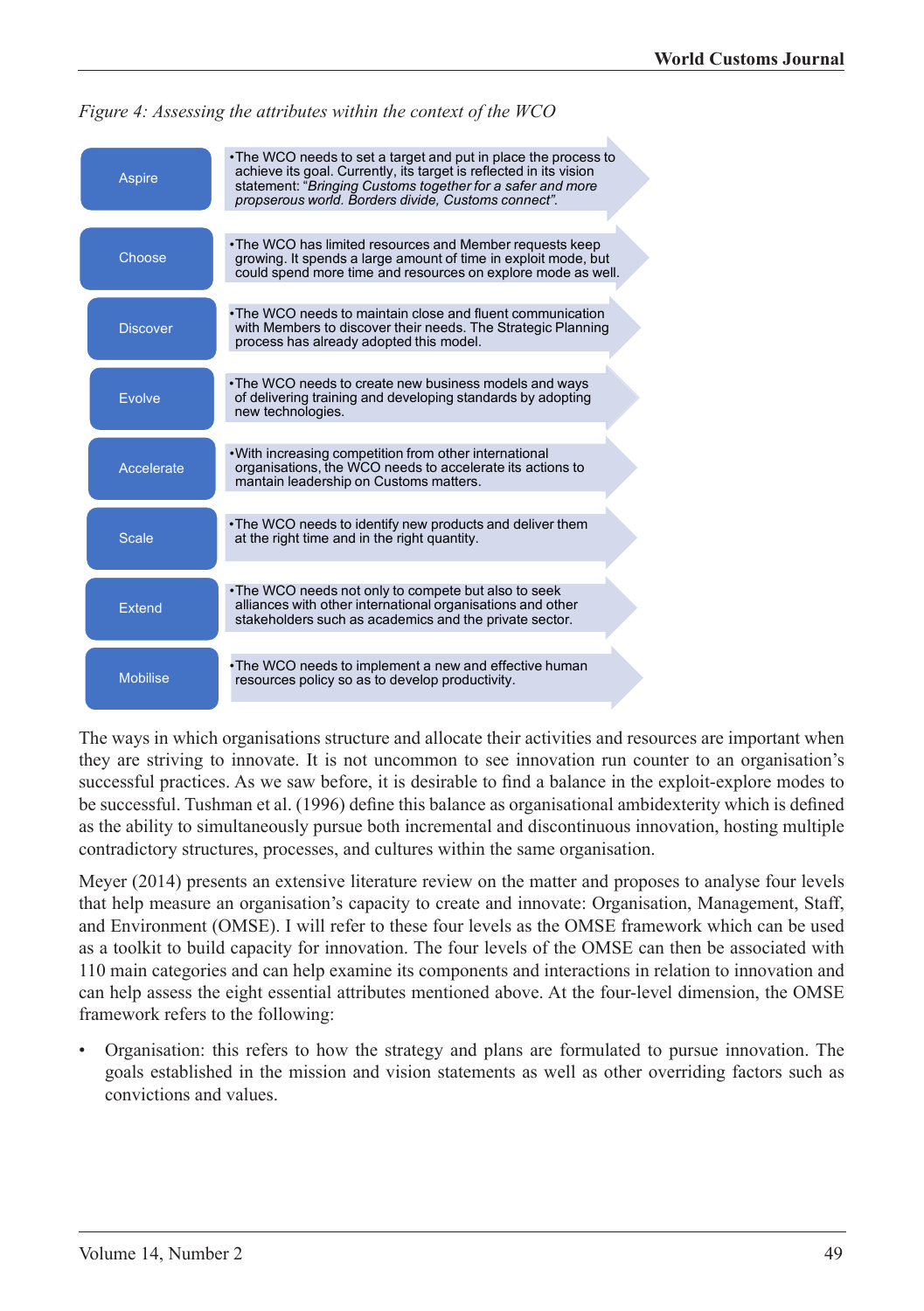*Figure 4: Assessing the attributes within the context of the WCO*

| | |
|---|---|
| Aspire | •The WCO needs to set a target and put in place the process to achieve its goal. Currently, its target is reflected in its vision statement: "*Bringing Customs together for a safer and more propserous world. Borders divide, Customs connect*". |
| Choose | •The WCO has limited resources and Member requests keep growing. It spends a large amount of time in exploit mode, but could spend more time and resources on explore mode as well. |
| Discover | •The WCO needs to maintain close and fluent communication with Members to discover their needs. The Strategic Planning process has already adopted this model. |
| Evolve | •The WCO needs to create new business models and ways of delivering training and developing standards by adopting new technologies. |
| Accelerate | •With increasing competition from other international organisations, the WCO needs to accelerate its actions to mantain leadership on Customs matters. |
| Scale | •The WCO needs to identify new products and deliver them at the right time and in the right quantity. |
| Extend | •The WCO needs not only to compete but also to seek alliances with other international organisations and other stakeholders such as academics and the private sector. |
| Mobilise | •The WCO needs to implement a new and effective human resources policy so as to develop productivity. |

The ways in which organisations structure and allocate their activities and resources are important when they are striving to innovate. It is not uncommon to see innovation run counter to an organisation's successful practices. As we saw before, it is desirable to find a balance in the exploit-explore modes to be successful. Tushman et al. (1996) define this balance as organisational ambidexterity which is defined as the ability to simultaneously pursue both incremental and discontinuous innovation, hosting multiple contradictory structures, processes, and cultures within the same organisation.

Meyer (2014) presents an extensive literature review on the matter and proposes to analyse four levels that help measure an organisation's capacity to create and innovate: Organisation, Management, Staff, and Environment (OMSE). I will refer to these four levels as the OMSE framework which can be used as a toolkit to build capacity for innovation. The four levels of the OMSE can then be associated with 110 main categories and can help examine its components and interactions in relation to innovation and can help assess the eight essential attributes mentioned above. At the four-level dimension, the OMSE framework refers to the following:

- Organisation: this refers to how the strategy and plans are formulated to pursue innovation. The goals established in the mission and vision statements as well as other overriding factors such as convictions and values.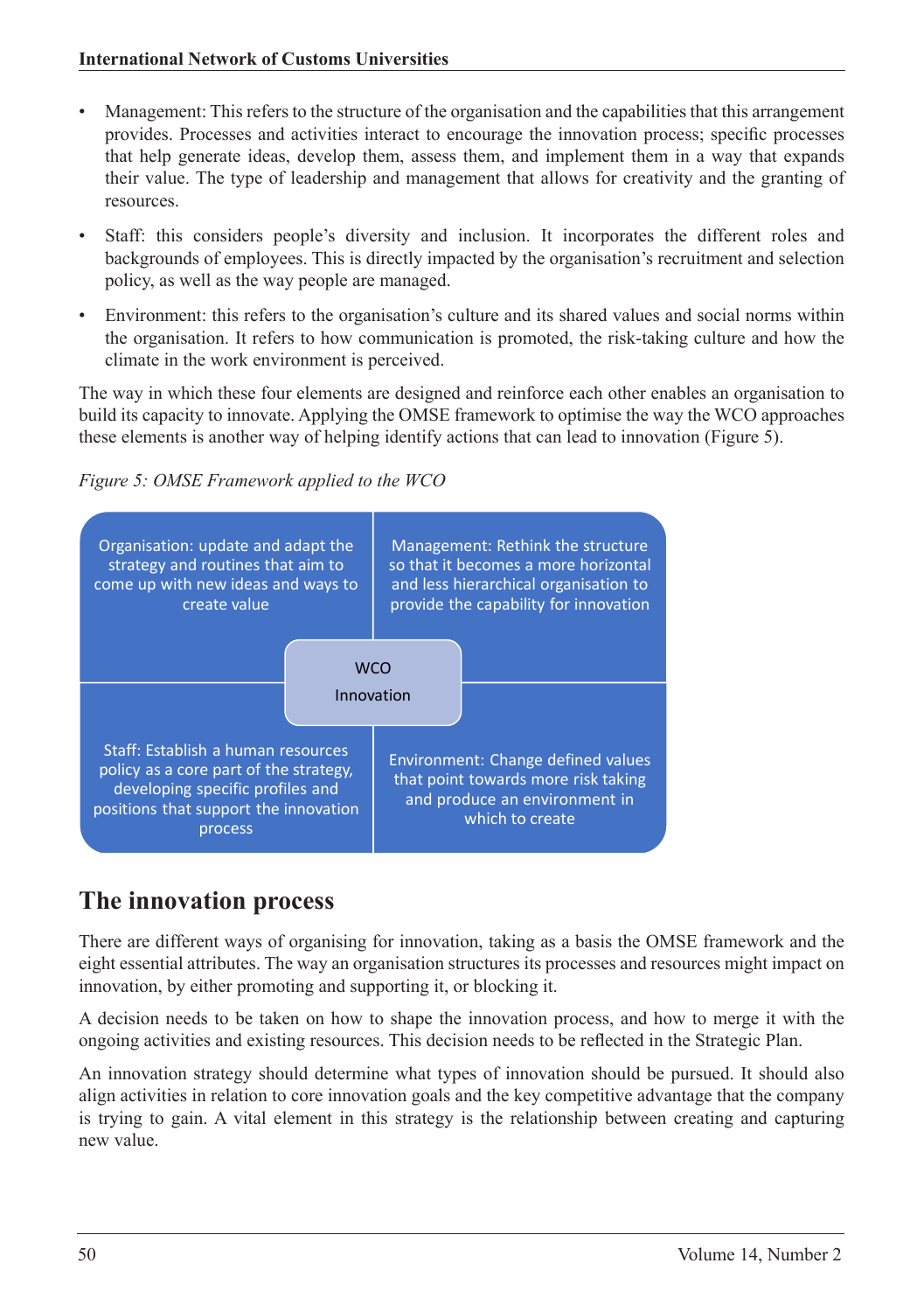- Management: This refers to the structure of the organisation and the capabilities that this arrangement provides. Processes and activities interact to encourage the innovation process; specific processes that help generate ideas, develop them, assess them, and implement them in a way that expands their value. The type of leadership and management that allows for creativity and the granting of resources.
- Staff: this considers people's diversity and inclusion. It incorporates the different roles and backgrounds of employees. This is directly impacted by the organisation's recruitment and selection policy, as well as the way people are managed.
- Environment: this refers to the organisation's culture and its shared values and social norms within the organisation. It refers to how communication is promoted, the risk-taking culture and how the climate in the work environment is perceived.

The way in which these four elements are designed and reinforce each other enables an organisation to build its capacity to innovate. Applying the OMSE framework to optimise the way the WCO approaches these elements is another way of helping identify actions that can lead to innovation (Figure 5).

*Figure 5: OMSE Framework applied to the WCO*

| | |
|---|---|
| Organisation: update and adapt the strategy and routines that aim to come up with new ideas and ways to create value | Management: Rethink the structure so that it becomes a more horizontal and less hierarchical organisation to provide the capability for innovation |
| Staff: Establish a human resources policy as a core part of the strategy, developing specific profiles and positions that support the innovation process | Environment: Change defined values that point towards more risk taking and produce an environment in which to create |

WCO Innovation

## The innovation process

There are different ways of organising for innovation, taking as a basis the OMSE framework and the eight essential attributes. The way an organisation structures its processes and resources might impact on innovation, by either promoting and supporting it, or blocking it.

A decision needs to be taken on how to shape the innovation process, and how to merge it with the ongoing activities and existing resources. This decision needs to be reflected in the Strategic Plan.

An innovation strategy should determine what types of innovation should be pursued. It should also align activities in relation to core innovation goals and the key competitive advantage that the company is trying to gain. A vital element in this strategy is the relationship between creating and capturing new value.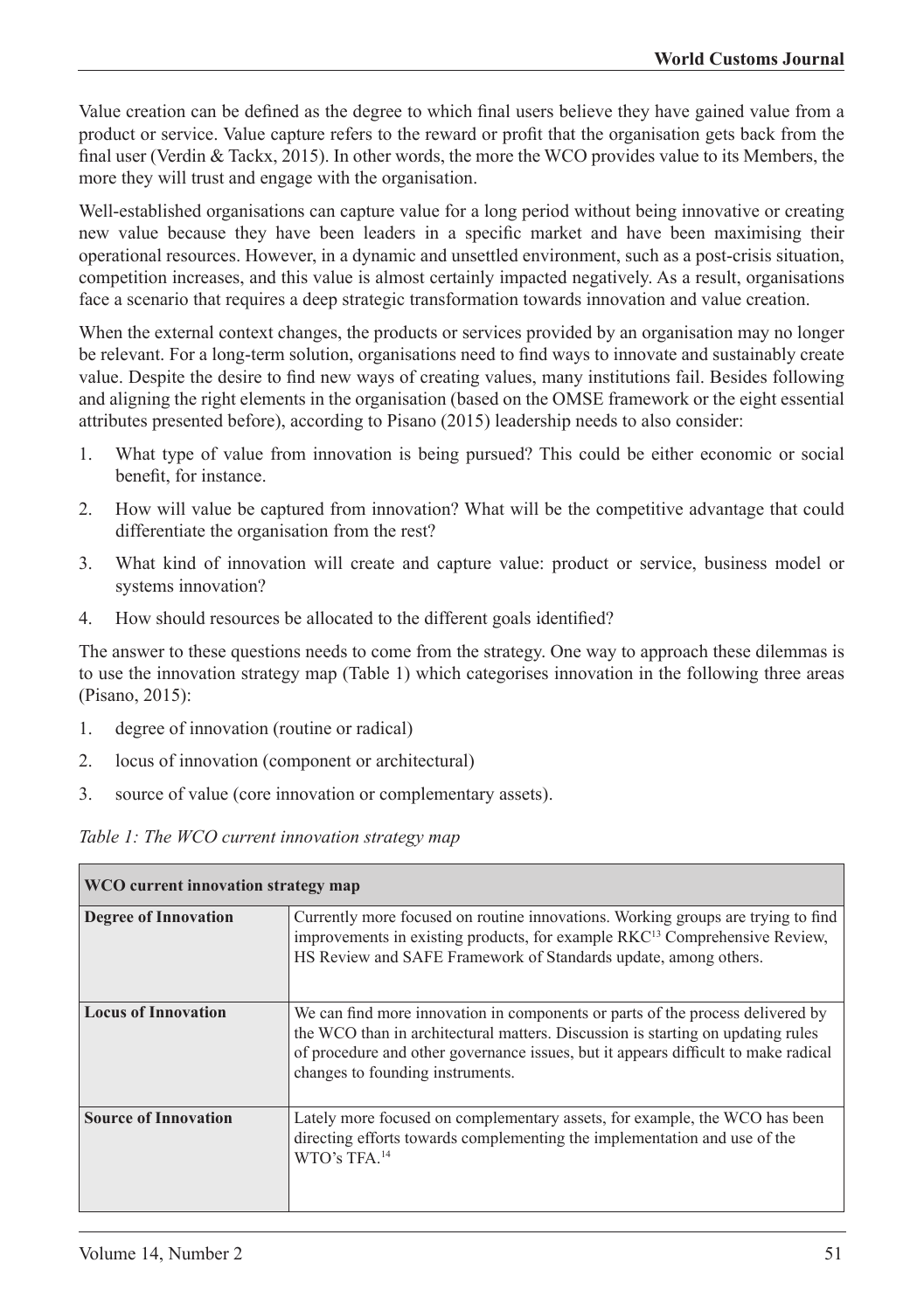Value creation can be defined as the degree to which final users believe they have gained value from a product or service. Value capture refers to the reward or profit that the organisation gets back from the final user (Verdin & Tackx, 2015). In other words, the more the WCO provides value to its Members, the more they will trust and engage with the organisation.

Well-established organisations can capture value for a long period without being innovative or creating new value because they have been leaders in a specific market and have been maximising their operational resources. However, in a dynamic and unsettled environment, such as a post-crisis situation, competition increases, and this value is almost certainly impacted negatively. As a result, organisations face a scenario that requires a deep strategic transformation towards innovation and value creation.

When the external context changes, the products or services provided by an organisation may no longer be relevant. For a long-term solution, organisations need to find ways to innovate and sustainably create value. Despite the desire to find new ways of creating values, many institutions fail. Besides following and aligning the right elements in the organisation (based on the OMSE framework or the eight essential attributes presented before), according to Pisano (2015) leadership needs to also consider:

1. What type of value from innovation is being pursued? This could be either economic or social benefit, for instance.
2. How will value be captured from innovation? What will be the competitive advantage that could differentiate the organisation from the rest?
3. What kind of innovation will create and capture value: product or service, business model or systems innovation?
4. How should resources be allocated to the different goals identified?

The answer to these questions needs to come from the strategy. One way to approach these dilemmas is to use the innovation strategy map (Table 1) which categorises innovation in the following three areas (Pisano, 2015):

1. degree of innovation (routine or radical)
2. locus of innovation (component or architectural)
3. source of value (core innovation or complementary assets).

*Table 1: The WCO current innovation strategy map*

| WCO current innovation strategy map | |
|---|---|
| **Degree of Innovation** | Currently more focused on routine innovations. Working groups are trying to find improvements in existing products, for example RKC[13] Comprehensive Review, HS Review and SAFE Framework of Standards update, among others. |
| **Locus of Innovation** | We can find more innovation in components or parts of the process delivered by the WCO than in architectural matters. Discussion is starting on updating rules of procedure and other governance issues, but it appears difficult to make radical changes to founding instruments. |
| **Source of Innovation** | Lately more focused on complementary assets, for example, the WCO has been directing efforts towards complementing the implementation and use of the WTO's TFA.[14] |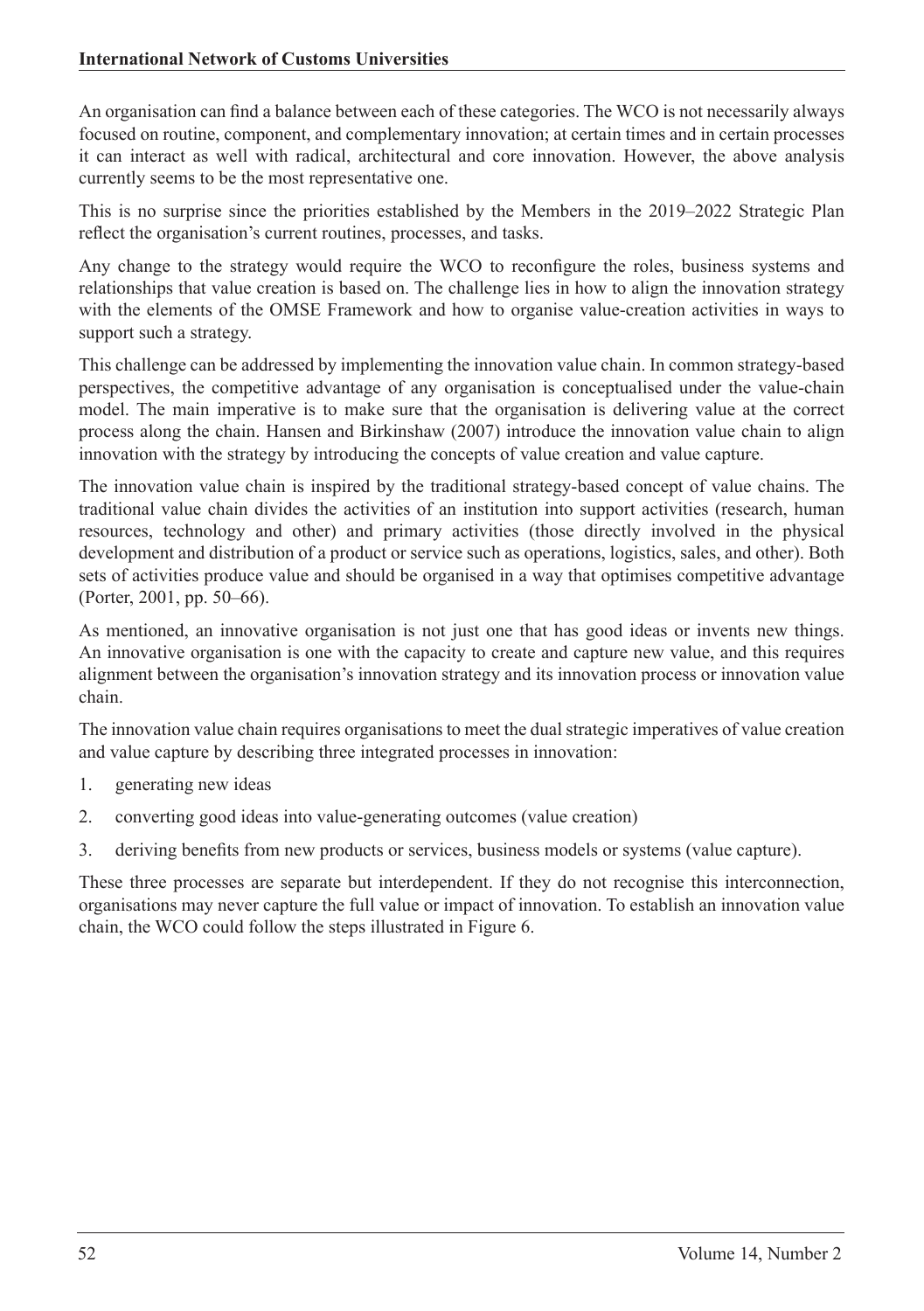An organisation can find a balance between each of these categories. The WCO is not necessarily always focused on routine, component, and complementary innovation; at certain times and in certain processes it can interact as well with radical, architectural and core innovation. However, the above analysis currently seems to be the most representative one.

This is no surprise since the priorities established by the Members in the 2019–2022 Strategic Plan reflect the organisation's current routines, processes, and tasks.

Any change to the strategy would require the WCO to reconfigure the roles, business systems and relationships that value creation is based on. The challenge lies in how to align the innovation strategy with the elements of the OMSE Framework and how to organise value-creation activities in ways to support such a strategy.

This challenge can be addressed by implementing the innovation value chain. In common strategy-based perspectives, the competitive advantage of any organisation is conceptualised under the value-chain model. The main imperative is to make sure that the organisation is delivering value at the correct process along the chain. Hansen and Birkinshaw (2007) introduce the innovation value chain to align innovation with the strategy by introducing the concepts of value creation and value capture.

The innovation value chain is inspired by the traditional strategy-based concept of value chains. The traditional value chain divides the activities of an institution into support activities (research, human resources, technology and other) and primary activities (those directly involved in the physical development and distribution of a product or service such as operations, logistics, sales, and other). Both sets of activities produce value and should be organised in a way that optimises competitive advantage (Porter, 2001, pp. 50–66).

As mentioned, an innovative organisation is not just one that has good ideas or invents new things. An innovative organisation is one with the capacity to create and capture new value, and this requires alignment between the organisation's innovation strategy and its innovation process or innovation value chain.

The innovation value chain requires organisations to meet the dual strategic imperatives of value creation and value capture by describing three integrated processes in innovation:

1. generating new ideas
2. converting good ideas into value-generating outcomes (value creation)
3. deriving benefits from new products or services, business models or systems (value capture).

These three processes are separate but interdependent. If they do not recognise this interconnection, organisations may never capture the full value or impact of innovation. To establish an innovation value chain, the WCO could follow the steps illustrated in Figure 6.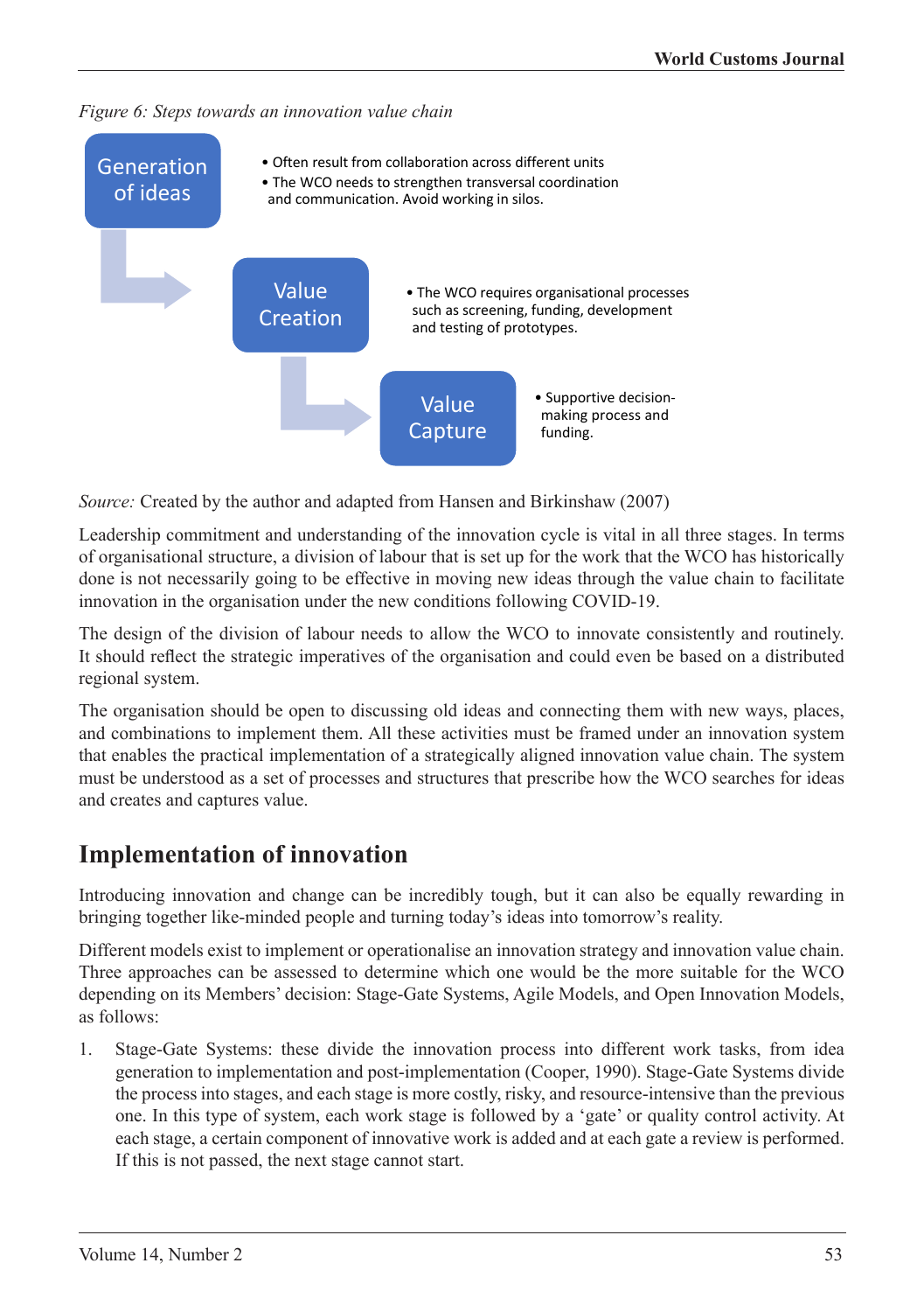*Figure 6: Steps towards an innovation value chain*

**Generation of ideas**
- Often result from collaboration across different units
- The WCO needs to strengthen transversal coordination and communication. Avoid working in silos.

**Value Creation**
- The WCO requires organisational processes such as screening, funding, development and testing of prototypes.

**Value Capture**
- Supportive decision-making process and funding.

*Source:* Created by the author and adapted from Hansen and Birkinshaw (2007)

Leadership commitment and understanding of the innovation cycle is vital in all three stages. In terms of organisational structure, a division of labour that is set up for the work that the WCO has historically done is not necessarily going to be effective in moving new ideas through the value chain to facilitate innovation in the organisation under the new conditions following COVID-19.

The design of the division of labour needs to allow the WCO to innovate consistently and routinely. It should reflect the strategic imperatives of the organisation and could even be based on a distributed regional system.

The organisation should be open to discussing old ideas and connecting them with new ways, places, and combinations to implement them. All these activities must be framed under an innovation system that enables the practical implementation of a strategically aligned innovation value chain. The system must be understood as a set of processes and structures that prescribe how the WCO searches for ideas and creates and captures value.

## Implementation of innovation

Introducing innovation and change can be incredibly tough, but it can also be equally rewarding in bringing together like-minded people and turning today's ideas into tomorrow's reality.

Different models exist to implement or operationalise an innovation strategy and innovation value chain. Three approaches can be assessed to determine which one would be the more suitable for the WCO depending on its Members' decision: Stage-Gate Systems, Agile Models, and Open Innovation Models, as follows:

1. Stage-Gate Systems: these divide the innovation process into different work tasks, from idea generation to implementation and post-implementation (Cooper, 1990). Stage-Gate Systems divide the process into stages, and each stage is more costly, risky, and resource-intensive than the previous one. In this type of system, each work stage is followed by a 'gate' or quality control activity. At each stage, a certain component of innovative work is added and at each gate a review is performed. If this is not passed, the next stage cannot start.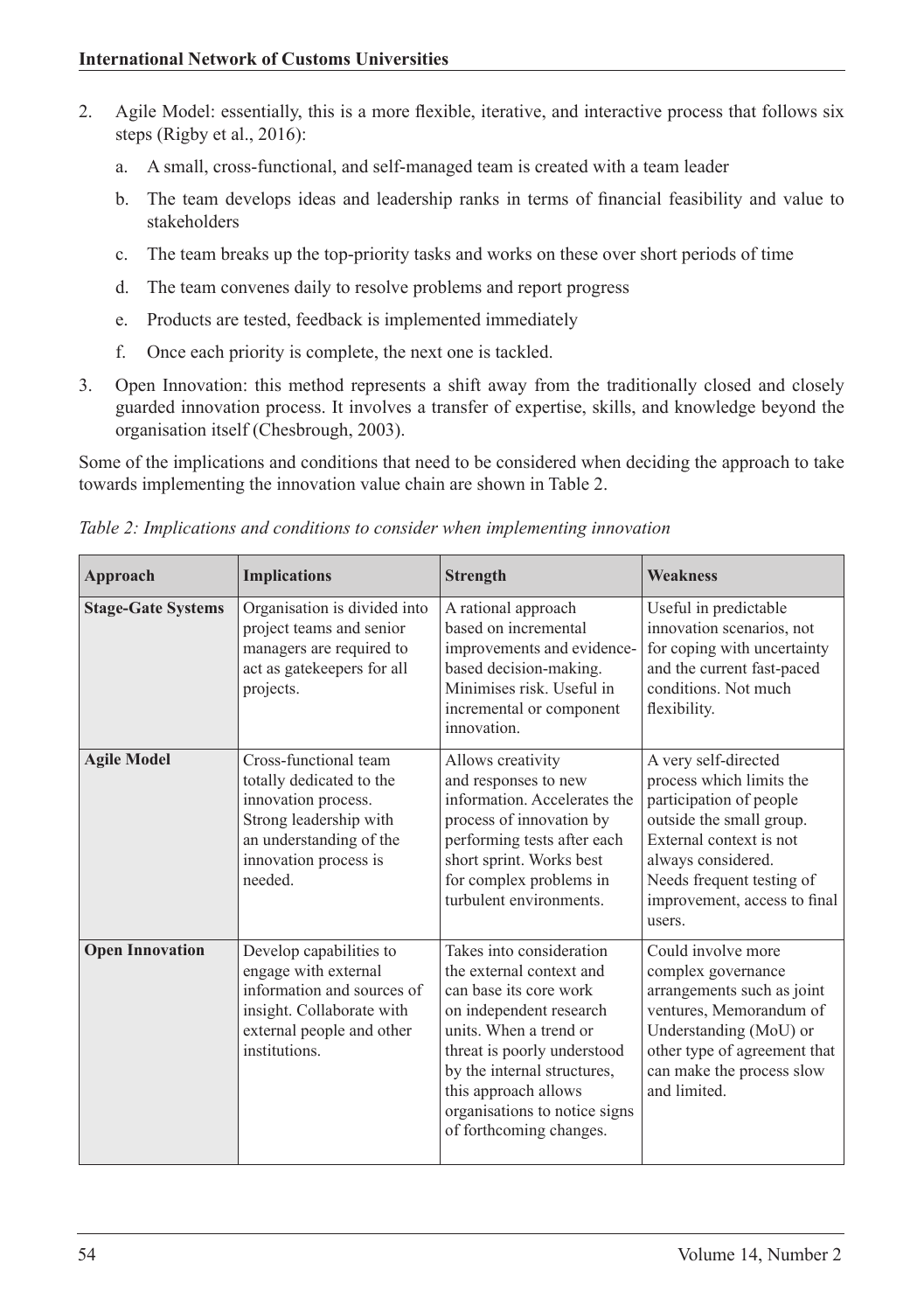2. Agile Model: essentially, this is a more flexible, iterative, and interactive process that follows six steps (Rigby et al., 2016):
   a. A small, cross-functional, and self-managed team is created with a team leader
   b. The team develops ideas and leadership ranks in terms of financial feasibility and value to stakeholders
   c. The team breaks up the top-priority tasks and works on these over short periods of time
   d. The team convenes daily to resolve problems and report progress
   e. Products are tested, feedback is implemented immediately
   f. Once each priority is complete, the next one is tackled.
3. Open Innovation: this method represents a shift away from the traditionally closed and closely guarded innovation process. It involves a transfer of expertise, skills, and knowledge beyond the organisation itself (Chesbrough, 2003).

Some of the implications and conditions that need to be considered when deciding the approach to take towards implementing the innovation value chain are shown in Table 2.

*Table 2: Implications and conditions to consider when implementing innovation*

| Approach | Implications | Strength | Weakness |
|---|---|---|---|
| **Stage-Gate Systems** | Organisation is divided into project teams and senior managers are required to act as gatekeepers for all projects. | A rational approach based on incremental improvements and evidence-based decision-making. Minimises risk. Useful in incremental or component innovation. | Useful in predictable innovation scenarios, not for coping with uncertainty and the current fast-paced conditions. Not much flexibility. |
| **Agile Model** | Cross-functional team totally dedicated to the innovation process. Strong leadership with an understanding of the innovation process is needed. | Allows creativity and responses to new information. Accelerates the process of innovation by performing tests after each short sprint. Works best for complex problems in turbulent environments. | A very self-directed process which limits the participation of people outside the small group. External context is not always considered. Needs frequent testing of improvement, access to final users. |
| **Open Innovation** | Develop capabilities to engage with external information and sources of insight. Collaborate with external people and other institutions. | Takes into consideration the external context and can base its core work on independent research units. When a trend or threat is poorly understood by the internal structures, this approach allows organisations to notice signs of forthcoming changes. | Could involve more complex governance arrangements such as joint ventures, Memorandum of Understanding (MoU) or other type of agreement that can make the process slow and limited. |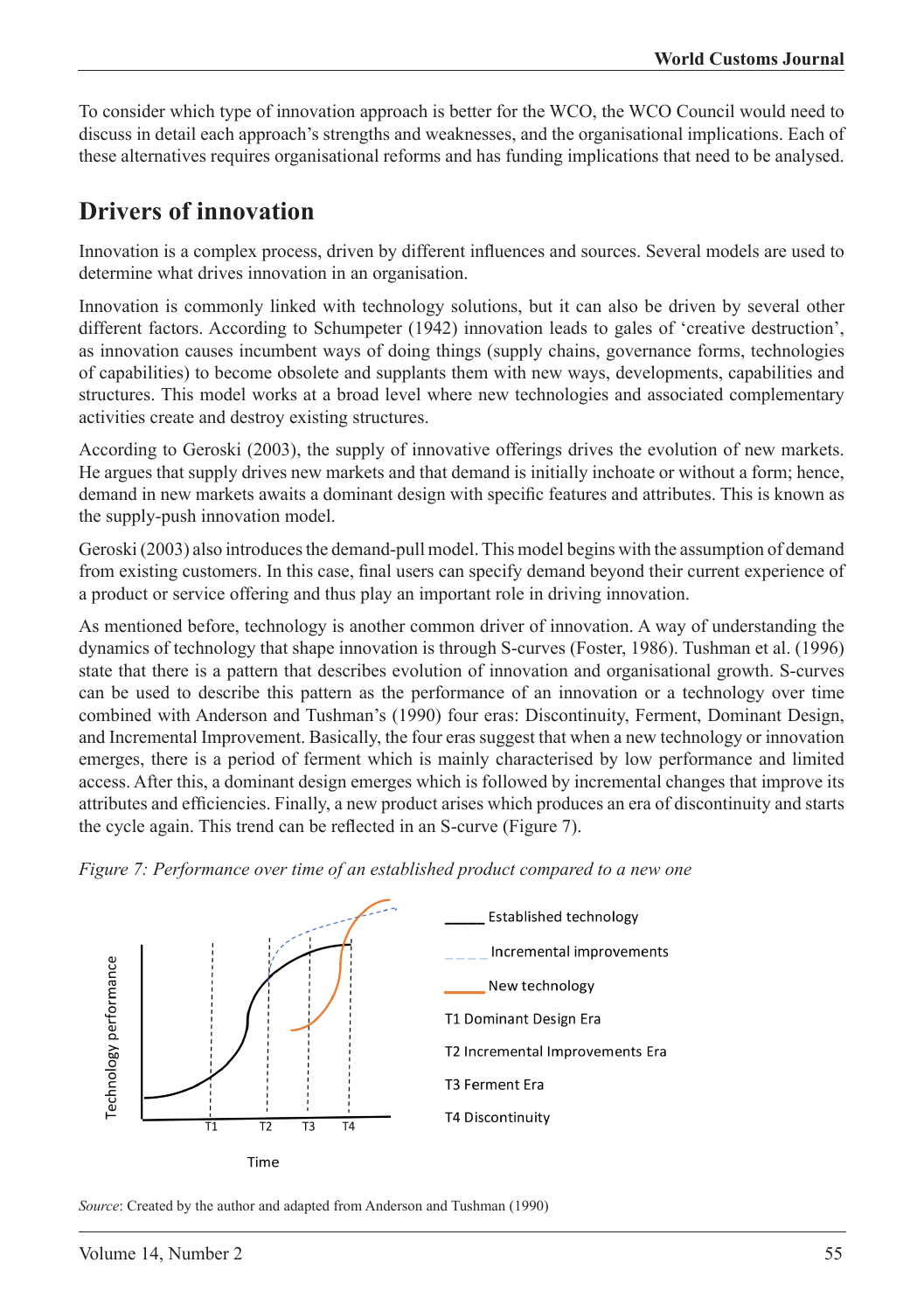To consider which type of innovation approach is better for the WCO, the WCO Council would need to discuss in detail each approach's strengths and weaknesses, and the organisational implications. Each of these alternatives requires organisational reforms and has funding implications that need to be analysed.

## Drivers of innovation

Innovation is a complex process, driven by different influences and sources. Several models are used to determine what drives innovation in an organisation.

Innovation is commonly linked with technology solutions, but it can also be driven by several other different factors. According to Schumpeter (1942) innovation leads to gales of 'creative destruction', as innovation causes incumbent ways of doing things (supply chains, governance forms, technologies of capabilities) to become obsolete and supplants them with new ways, developments, capabilities and structures. This model works at a broad level where new technologies and associated complementary activities create and destroy existing structures.

According to Geroski (2003), the supply of innovative offerings drives the evolution of new markets. He argues that supply drives new markets and that demand is initially inchoate or without a form; hence, demand in new markets awaits a dominant design with specific features and attributes. This is known as the supply-push innovation model.

Geroski (2003) also introduces the demand-pull model. This model begins with the assumption of demand from existing customers. In this case, final users can specify demand beyond their current experience of a product or service offering and thus play an important role in driving innovation.

As mentioned before, technology is another common driver of innovation. A way of understanding the dynamics of technology that shape innovation is through S-curves (Foster, 1986). Tushman et al. (1996) state that there is a pattern that describes evolution of innovation and organisational growth. S-curves can be used to describe this pattern as the performance of an innovation or a technology over time combined with Anderson and Tushman's (1990) four eras: Discontinuity, Ferment, Dominant Design, and Incremental Improvement. Basically, the four eras suggest that when a new technology or innovation emerges, there is a period of ferment which is mainly characterised by low performance and limited access. After this, a dominant design emerges which is followed by incremental changes that improve its attributes and efficiencies. Finally, a new product arises which produces an era of discontinuity and starts the cycle again. This trend can be reflected in an S-curve (Figure 7).

*Figure 7: Performance over time of an established product compared to a new one*

Technology performance

T1 T2 T3 T4

Time

Established technology

Incremental improvements

New technology

T1 Dominant Design Era

T2 Incremental Improvements Era

T3 Ferment Era

T4 Discontinuity

*Source*: Created by the author and adapted from Anderson and Tushman (1990)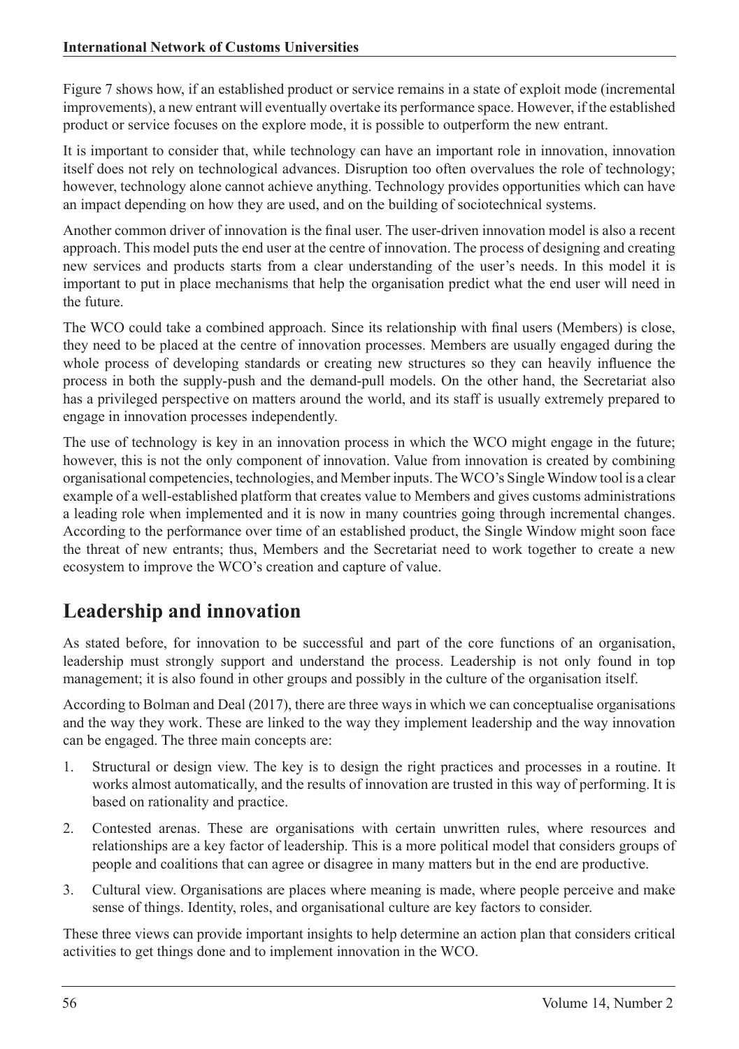Figure 7 shows how, if an established product or service remains in a state of exploit mode (incremental improvements), a new entrant will eventually overtake its performance space. However, if the established product or service focuses on the explore mode, it is possible to outperform the new entrant.

It is important to consider that, while technology can have an important role in innovation, innovation itself does not rely on technological advances. Disruption too often overvalues the role of technology; however, technology alone cannot achieve anything. Technology provides opportunities which can have an impact depending on how they are used, and on the building of sociotechnical systems.

Another common driver of innovation is the final user. The user-driven innovation model is also a recent approach. This model puts the end user at the centre of innovation. The process of designing and creating new services and products starts from a clear understanding of the user's needs. In this model it is important to put in place mechanisms that help the organisation predict what the end user will need in the future.

The WCO could take a combined approach. Since its relationship with final users (Members) is close, they need to be placed at the centre of innovation processes. Members are usually engaged during the whole process of developing standards or creating new structures so they can heavily influence the process in both the supply-push and the demand-pull models. On the other hand, the Secretariat also has a privileged perspective on matters around the world, and its staff is usually extremely prepared to engage in innovation processes independently.

The use of technology is key in an innovation process in which the WCO might engage in the future; however, this is not the only component of innovation. Value from innovation is created by combining organisational competencies, technologies, and Member inputs. The WCO's Single Window tool is a clear example of a well-established platform that creates value to Members and gives customs administrations a leading role when implemented and it is now in many countries going through incremental changes. According to the performance over time of an established product, the Single Window might soon face the threat of new entrants; thus, Members and the Secretariat need to work together to create a new ecosystem to improve the WCO's creation and capture of value.

## Leadership and innovation

As stated before, for innovation to be successful and part of the core functions of an organisation, leadership must strongly support and understand the process. Leadership is not only found in top management; it is also found in other groups and possibly in the culture of the organisation itself.

According to Bolman and Deal (2017), there are three ways in which we can conceptualise organisations and the way they work. These are linked to the way they implement leadership and the way innovation can be engaged. The three main concepts are:

1. Structural or design view. The key is to design the right practices and processes in a routine. It works almost automatically, and the results of innovation are trusted in this way of performing. It is based on rationality and practice.
2. Contested arenas. These are organisations with certain unwritten rules, where resources and relationships are a key factor of leadership. This is a more political model that considers groups of people and coalitions that can agree or disagree in many matters but in the end are productive.
3. Cultural view. Organisations are places where meaning is made, where people perceive and make sense of things. Identity, roles, and organisational culture are key factors to consider.

These three views can provide important insights to help determine an action plan that considers critical activities to get things done and to implement innovation in the WCO.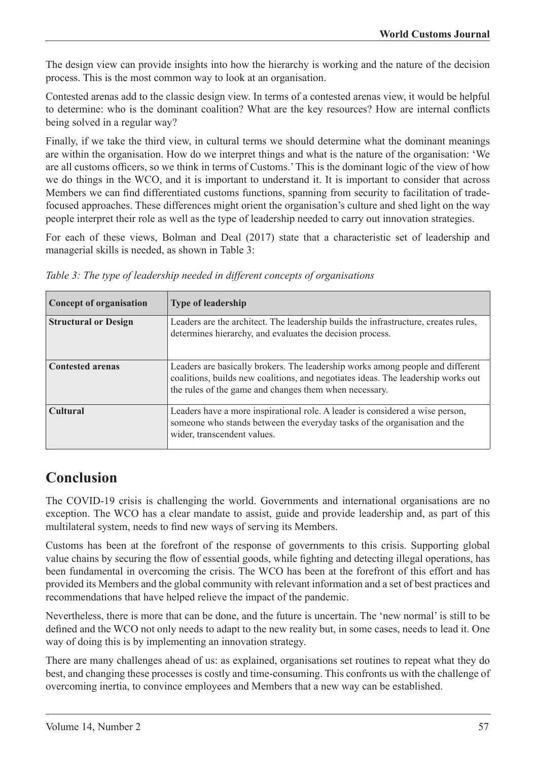The design view can provide insights into how the hierarchy is working and the nature of the decision process. This is the most common way to look at an organisation.

Contested arenas add to the classic design view. In terms of a contested arenas view, it would be helpful to determine: who is the dominant coalition? What are the key resources? How are internal conflicts being solved in a regular way?

Finally, if we take the third view, in cultural terms we should determine what the dominant meanings are within the organisation. How do we interpret things and what is the nature of the organisation: 'We are all customs officers, so we think in terms of Customs.' This is the dominant logic of the view of how we do things in the WCO, and it is important to understand it. It is important to consider that across Members we can find differentiated customs functions, spanning from security to facilitation of trade-focused approaches. These differences might orient the organisation's culture and shed light on the way people interpret their role as well as the type of leadership needed to carry out innovation strategies.

For each of these views, Bolman and Deal (2017) state that a characteristic set of leadership and managerial skills is needed, as shown in Table 3:

*Table 3: The type of leadership needed in different concepts of organisations*

| Concept of organisation | Type of leadership |
|---|---|
| **Structural or Design** | Leaders are the architect. The leadership builds the infrastructure, creates rules, determines hierarchy, and evaluates the decision process. |
| **Contested arenas** | Leaders are basically brokers. The leadership works among people and different coalitions, builds new coalitions, and negotiates ideas. The leadership works out the rules of the game and changes them when necessary. |
| **Cultural** | Leaders have a more inspirational role. A leader is considered a wise person, someone who stands between the everyday tasks of the organisation and the wider, transcendent values. |

## Conclusion

The COVID-19 crisis is challenging the world. Governments and international organisations are no exception. The WCO has a clear mandate to assist, guide and provide leadership and, as part of this multilateral system, needs to find new ways of serving its Members.

Customs has been at the forefront of the response of governments to this crisis. Supporting global value chains by securing the flow of essential goods, while fighting and detecting illegal operations, has been fundamental in overcoming the crisis. The WCO has been at the forefront of this effort and has provided its Members and the global community with relevant information and a set of best practices and recommendations that have helped relieve the impact of the pandemic.

Nevertheless, there is more that can be done, and the future is uncertain. The 'new normal' is still to be defined and the WCO not only needs to adapt to the new reality but, in some cases, needs to lead it. One way of doing this is by implementing an innovation strategy.

There are many challenges ahead of us: as explained, organisations set routines to repeat what they do best, and changing these processes is costly and time-consuming. This confronts us with the challenge of overcoming inertia, to convince employees and Members that a new way can be established.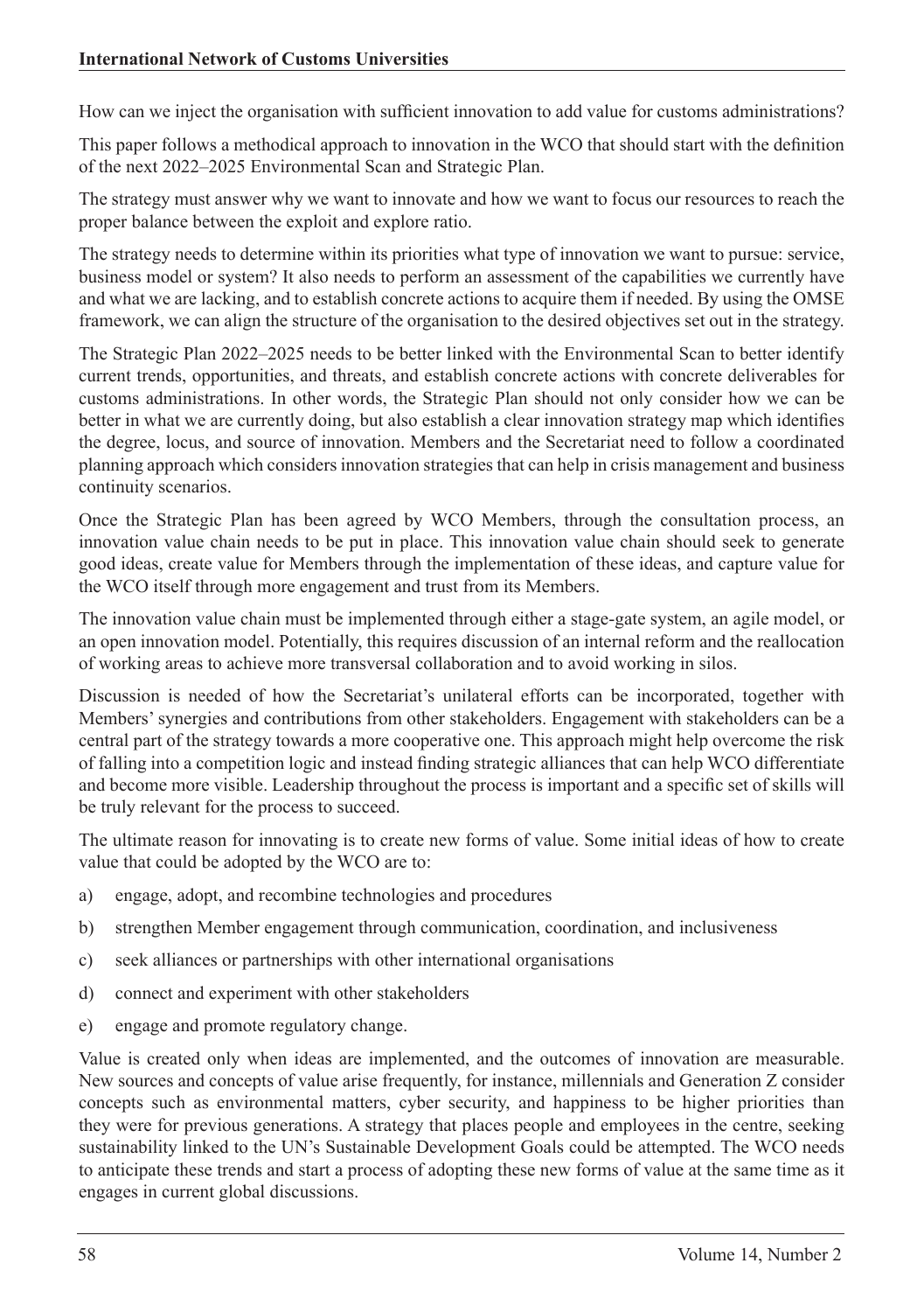How can we inject the organisation with sufficient innovation to add value for customs administrations?

This paper follows a methodical approach to innovation in the WCO that should start with the definition of the next 2022–2025 Environmental Scan and Strategic Plan.

The strategy must answer why we want to innovate and how we want to focus our resources to reach the proper balance between the exploit and explore ratio.

The strategy needs to determine within its priorities what type of innovation we want to pursue: service, business model or system? It also needs to perform an assessment of the capabilities we currently have and what we are lacking, and to establish concrete actions to acquire them if needed. By using the OMSE framework, we can align the structure of the organisation to the desired objectives set out in the strategy.

The Strategic Plan 2022–2025 needs to be better linked with the Environmental Scan to better identify current trends, opportunities, and threats, and establish concrete actions with concrete deliverables for customs administrations. In other words, the Strategic Plan should not only consider how we can be better in what we are currently doing, but also establish a clear innovation strategy map which identifies the degree, locus, and source of innovation. Members and the Secretariat need to follow a coordinated planning approach which considers innovation strategies that can help in crisis management and business continuity scenarios.

Once the Strategic Plan has been agreed by WCO Members, through the consultation process, an innovation value chain needs to be put in place. This innovation value chain should seek to generate good ideas, create value for Members through the implementation of these ideas, and capture value for the WCO itself through more engagement and trust from its Members.

The innovation value chain must be implemented through either a stage-gate system, an agile model, or an open innovation model. Potentially, this requires discussion of an internal reform and the reallocation of working areas to achieve more transversal collaboration and to avoid working in silos.

Discussion is needed of how the Secretariat's unilateral efforts can be incorporated, together with Members' synergies and contributions from other stakeholders. Engagement with stakeholders can be a central part of the strategy towards a more cooperative one. This approach might help overcome the risk of falling into a competition logic and instead finding strategic alliances that can help WCO differentiate and become more visible. Leadership throughout the process is important and a specific set of skills will be truly relevant for the process to succeed.

The ultimate reason for innovating is to create new forms of value. Some initial ideas of how to create value that could be adopted by the WCO are to:

a) engage, adopt, and recombine technologies and procedures
b) strengthen Member engagement through communication, coordination, and inclusiveness
c) seek alliances or partnerships with other international organisations
d) connect and experiment with other stakeholders
e) engage and promote regulatory change.

Value is created only when ideas are implemented, and the outcomes of innovation are measurable. New sources and concepts of value arise frequently, for instance, millennials and Generation Z consider concepts such as environmental matters, cyber security, and happiness to be higher priorities than they were for previous generations. A strategy that places people and employees in the centre, seeking sustainability linked to the UN's Sustainable Development Goals could be attempted. The WCO needs to anticipate these trends and start a process of adopting these new forms of value at the same time as it engages in current global discussions.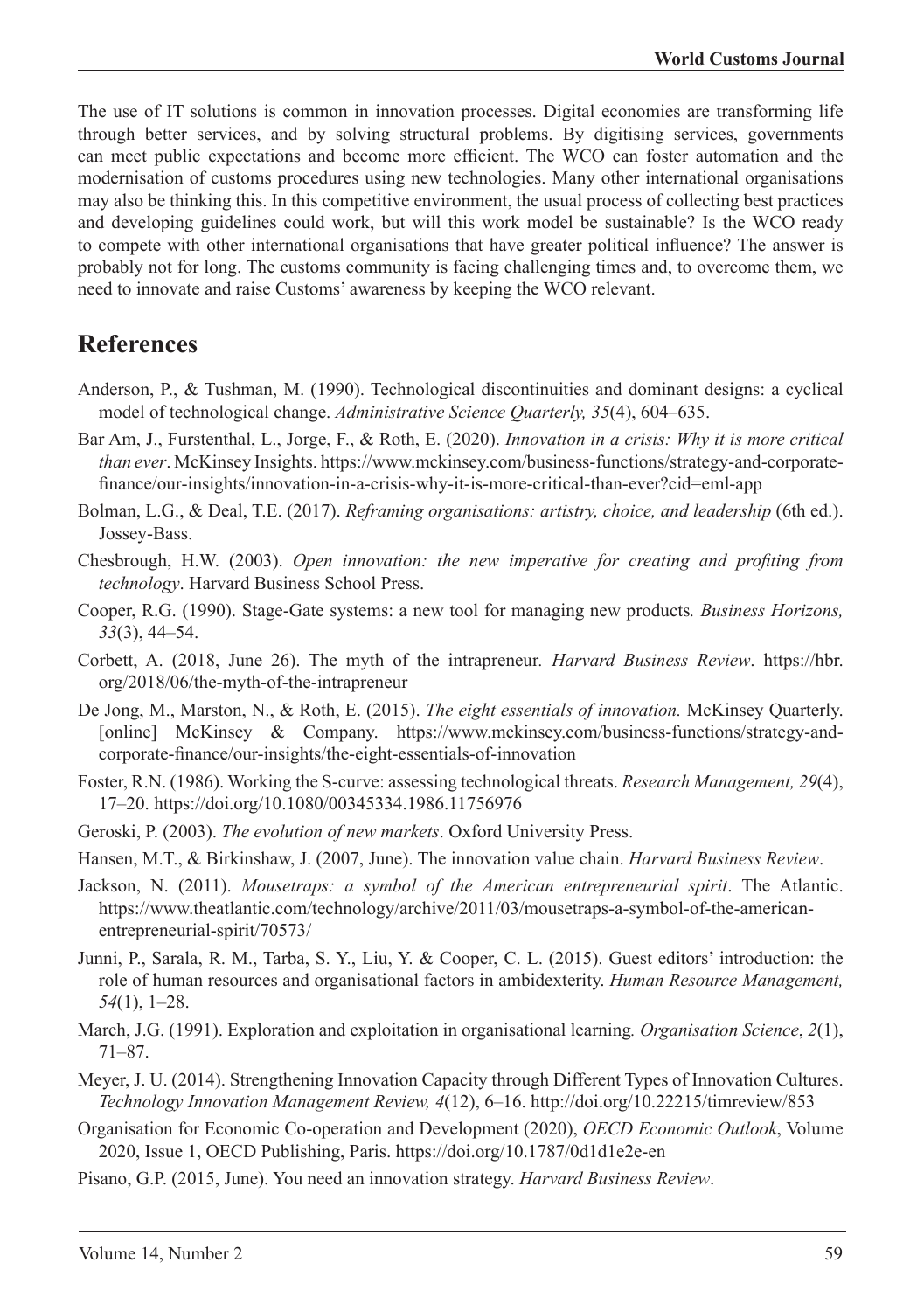The use of IT solutions is common in innovation processes. Digital economies are transforming life through better services, and by solving structural problems. By digitising services, governments can meet public expectations and become more efficient. The WCO can foster automation and the modernisation of customs procedures using new technologies. Many other international organisations may also be thinking this. In this competitive environment, the usual process of collecting best practices and developing guidelines could work, but will this work model be sustainable? Is the WCO ready to compete with other international organisations that have greater political influence? The answer is probably not for long. The customs community is facing challenging times and, to overcome them, we need to innovate and raise Customs' awareness by keeping the WCO relevant.

## References

Anderson, P., & Tushman, M. (1990). Technological discontinuities and dominant designs: a cyclical model of technological change. *Administrative Science Quarterly, 35*(4), 604–635.

Bar Am, J., Furstenthal, L., Jorge, F., & Roth, E. (2020). *Innovation in a crisis: Why it is more critical than ever*. McKinsey Insights. https://www.mckinsey.com/business-functions/strategy-and-corporate-finance/our-insights/innovation-in-a-crisis-why-it-is-more-critical-than-ever?cid=eml-app

Bolman, L.G., & Deal, T.E. (2017). *Reframing organisations: artistry, choice, and leadership* (6th ed.). Jossey-Bass.

Chesbrough, H.W. (2003). *Open innovation: the new imperative for creating and profiting from technology*. Harvard Business School Press.

Cooper, R.G. (1990). Stage-Gate systems: a new tool for managing new products*. Business Horizons, 33*(3), 44–54.

Corbett, A. (2018, June 26). The myth of the intrapreneur*. Harvard Business Review*. https://hbr.org/2018/06/the-myth-of-the-intrapreneur

De Jong, M., Marston, N., & Roth, E. (2015). *The eight essentials of innovation.* McKinsey Quarterly. [online] McKinsey & Company. https://www.mckinsey.com/business-functions/strategy-and-corporate-finance/our-insights/the-eight-essentials-of-innovation

Foster, R.N. (1986). Working the S-curve: assessing technological threats. *Research Management, 29*(4), 17–20. https://doi.org/10.1080/00345334.1986.11756976

Geroski, P. (2003). *The evolution of new markets*. Oxford University Press.

Hansen, M.T., & Birkinshaw, J. (2007, June). The innovation value chain. *Harvard Business Review*.

Jackson, N. (2011). *Mousetraps: a symbol of the American entrepreneurial spirit*. The Atlantic. https://www.theatlantic.com/technology/archive/2011/03/mousetraps-a-symbol-of-the-american-entrepreneurial-spirit/70573/

Junni, P., Sarala, R. M., Tarba, S. Y., Liu, Y. & Cooper, C. L. (2015). Guest editors' introduction: the role of human resources and organisational factors in ambidexterity. *Human Resource Management, 54*(1), 1–28.

March, J.G. (1991). Exploration and exploitation in organisational learning*. Organisation Science*, *2*(1), 71–87.

Meyer, J. U. (2014). Strengthening Innovation Capacity through Different Types of Innovation Cultures. *Technology Innovation Management Review, 4*(12), 6–16. http://doi.org/10.22215/timreview/853

Organisation for Economic Co-operation and Development (2020), *OECD Economic Outlook*, Volume 2020, Issue 1, OECD Publishing, Paris. https://doi.org/10.1787/0d1d1e2e-en

Pisano, G.P. (2015, June). You need an innovation strategy. *Harvard Business Review*.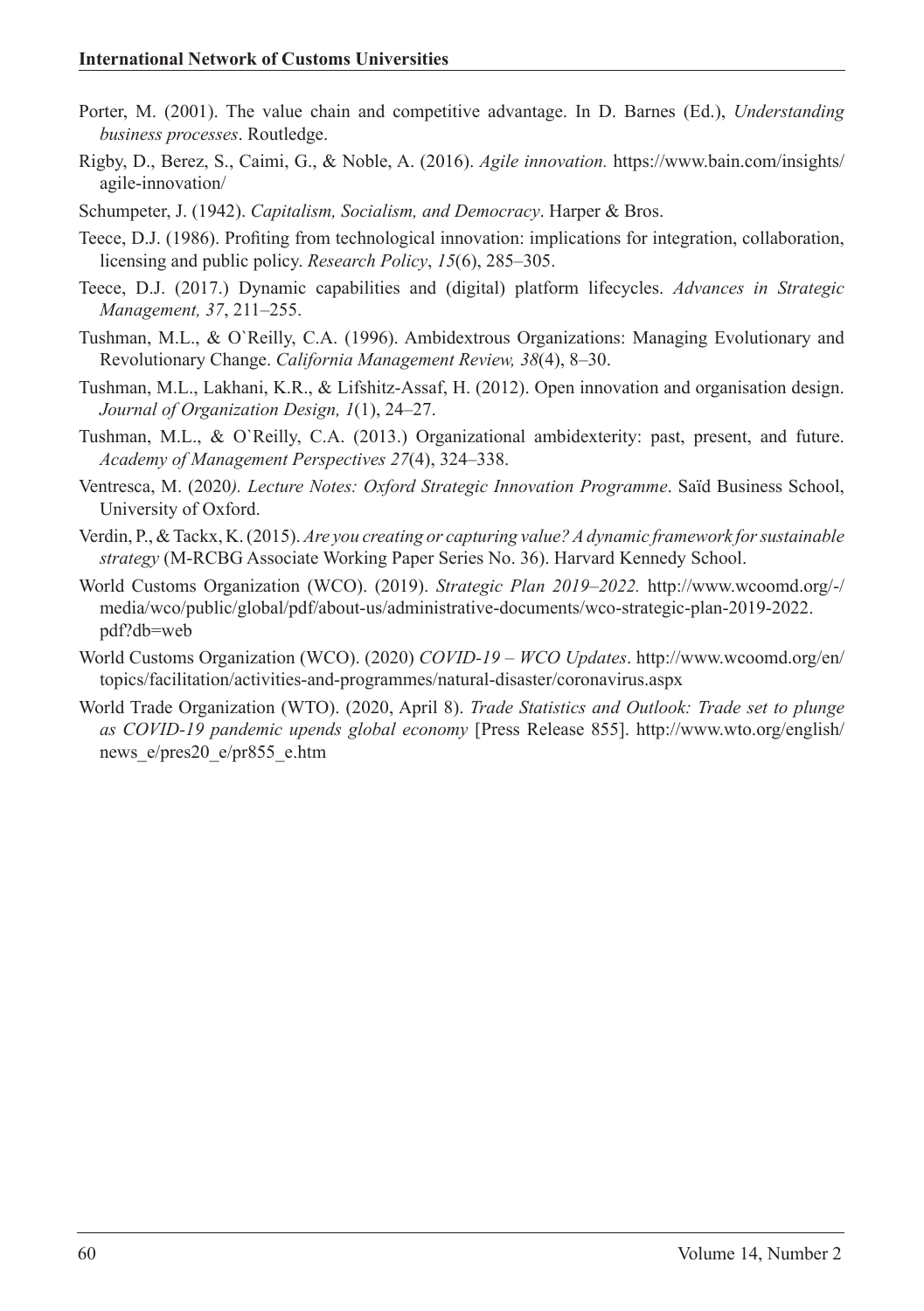Porter, M. (2001). The value chain and competitive advantage. In D. Barnes (Ed.), *Understanding business processes*. Routledge.

Rigby, D., Berez, S., Caimi, G., & Noble, A. (2016). *Agile innovation.* https://www.bain.com/insights/agile-innovation/

Schumpeter, J. (1942). *Capitalism, Socialism, and Democracy*. Harper & Bros.

Teece, D.J. (1986). Profiting from technological innovation: implications for integration, collaboration, licensing and public policy. *Research Policy*, *15*(6), 285–305.

Teece, D.J. (2017.) Dynamic capabilities and (digital) platform lifecycles. *Advances in Strategic Management, 37*, 211–255.

Tushman, M.L., & O`Reilly, C.A. (1996). Ambidextrous Organizations: Managing Evolutionary and Revolutionary Change. *California Management Review, 38*(4), 8–30.

Tushman, M.L., Lakhani, K.R., & Lifshitz-Assaf, H. (2012). Open innovation and organisation design. *Journal of Organization Design, 1*(1), 24–27.

Tushman, M.L., & O`Reilly, C.A. (2013.) Organizational ambidexterity: past, present, and future. *Academy of Management Perspectives 27*(4), 324–338.

Ventresca, M. (2020*). Lecture Notes: Oxford Strategic Innovation Programme*. Saïd Business School, University of Oxford.

Verdin, P., & Tackx, K. (2015). *Are you creating or capturing value? A dynamic framework for sustainable strategy* (M-RCBG Associate Working Paper Series No. 36). Harvard Kennedy School.

World Customs Organization (WCO). (2019). *Strategic Plan 2019–2022.* http://www.wcoomd.org/-/media/wco/public/global/pdf/about-us/administrative-documents/wco-strategic-plan-2019-2022.pdf?db=web

World Customs Organization (WCO). (2020) *COVID-19 – WCO Updates*. http://www.wcoomd.org/en/topics/facilitation/activities-and-programmes/natural-disaster/coronavirus.aspx

World Trade Organization (WTO). (2020, April 8). *Trade Statistics and Outlook: Trade set to plunge as COVID-19 pandemic upends global economy* [Press Release 855]. http://www.wto.org/english/news_e/pres20_e/pr855_e.htm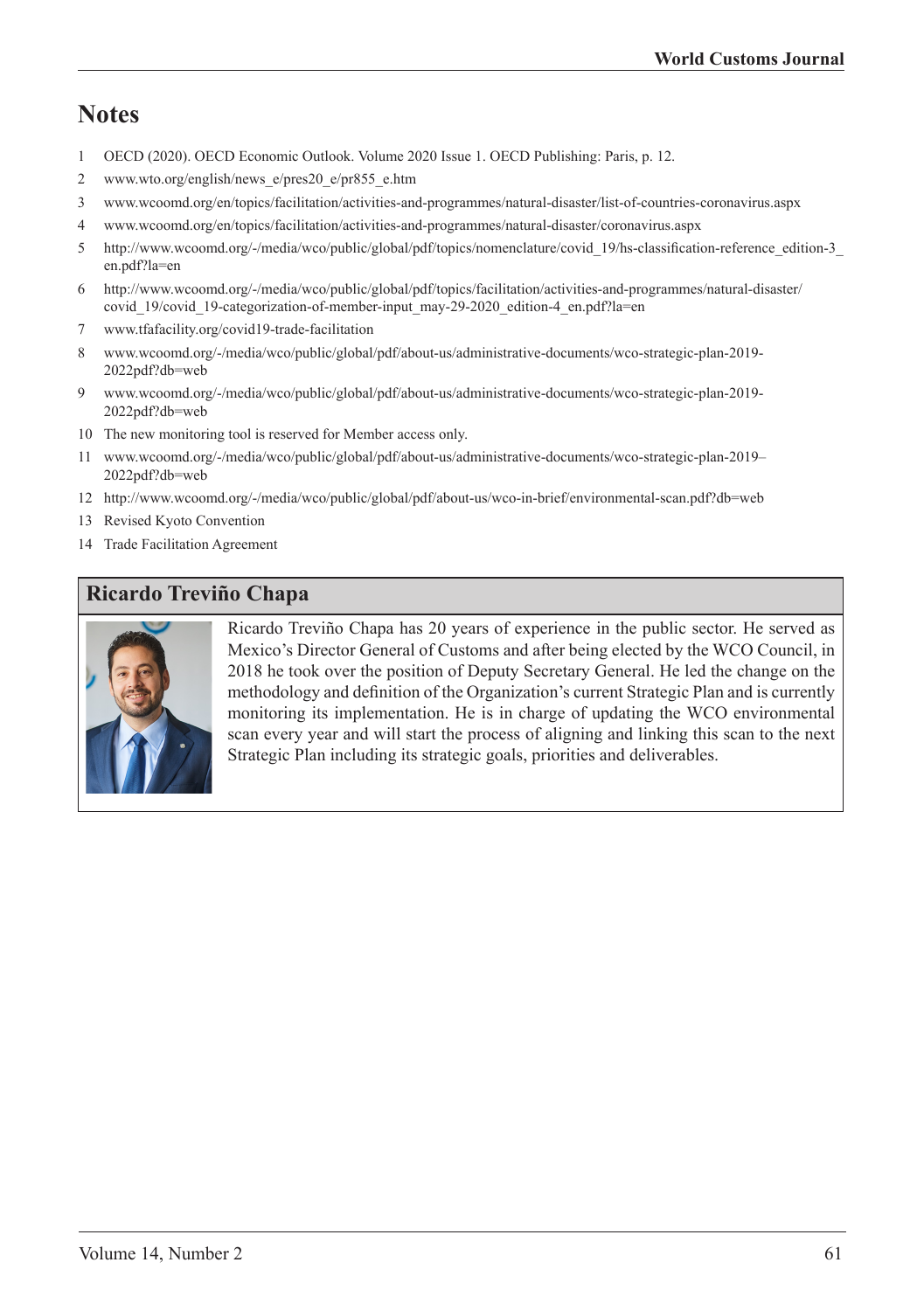## Notes

1. OECD (2020). OECD Economic Outlook. Volume 2020 Issue 1. OECD Publishing: Paris, p. 12.
2. www.wto.org/english/news_e/pres20_e/pr855_e.htm
3. www.wcoomd.org/en/topics/facilitation/activities-and-programmes/natural-disaster/list-of-countries-coronavirus.aspx
4. www.wcoomd.org/en/topics/facilitation/activities-and-programmes/natural-disaster/coronavirus.aspx
5. http://www.wcoomd.org/-/media/wco/public/global/pdf/topics/nomenclature/covid_19/hs-classification-reference_edition-3_en.pdf?la=en
6. http://www.wcoomd.org/-/media/wco/public/global/pdf/topics/facilitation/activities-and-programmes/natural-disaster/covid_19/covid_19-categorization-of-member-input_may-29-2020_edition-4_en.pdf?la=en
7. www.tfafacility.org/covid19-trade-facilitation
8. www.wcoomd.org/-/media/wco/public/global/pdf/about-us/administrative-documents/wco-strategic-plan-2019-2022pdf?db=web
9. www.wcoomd.org/-/media/wco/public/global/pdf/about-us/administrative-documents/wco-strategic-plan-2019-2022pdf?db=web
10. The new monitoring tool is reserved for Member access only.
11. www.wcoomd.org/-/media/wco/public/global/pdf/about-us/administrative-documents/wco-strategic-plan-2019–2022pdf?db=web
12. http://www.wcoomd.org/-/media/wco/public/global/pdf/about-us/wco-in-brief/environmental-scan.pdf?db=web
13. Revised Kyoto Convention
14. Trade Facilitation Agreement

### Ricardo Treviño Chapa

Ricardo Treviño Chapa has 20 years of experience in the public sector. He served as Mexico's Director General of Customs and after being elected by the WCO Council, in 2018 he took over the position of Deputy Secretary General. He led the change on the methodology and definition of the Organization's current Strategic Plan and is currently monitoring its implementation. He is in charge of updating the WCO environmental scan every year and will start the process of aligning and linking this scan to the next Strategic Plan including its strategic goals, priorities and deliverables.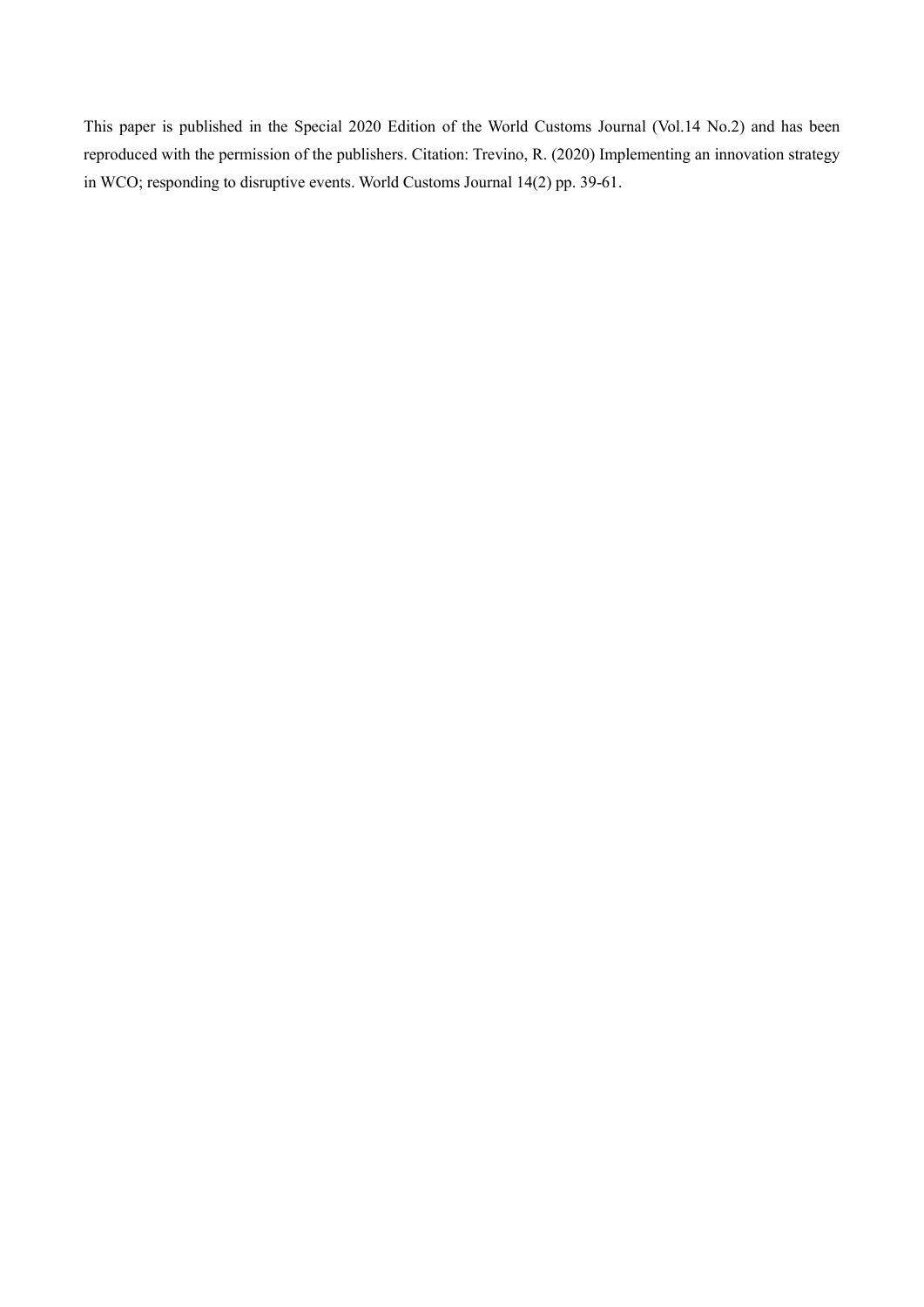This paper is published in the Special 2020 Edition of the World Customs Journal (Vol.14 No.2) and has been reproduced with the permission of the publishers. Citation: Trevino, R. (2020) Implementing an innovation strategy in WCO; responding to disruptive events. World Customs Journal 14(2) pp. 39-61.